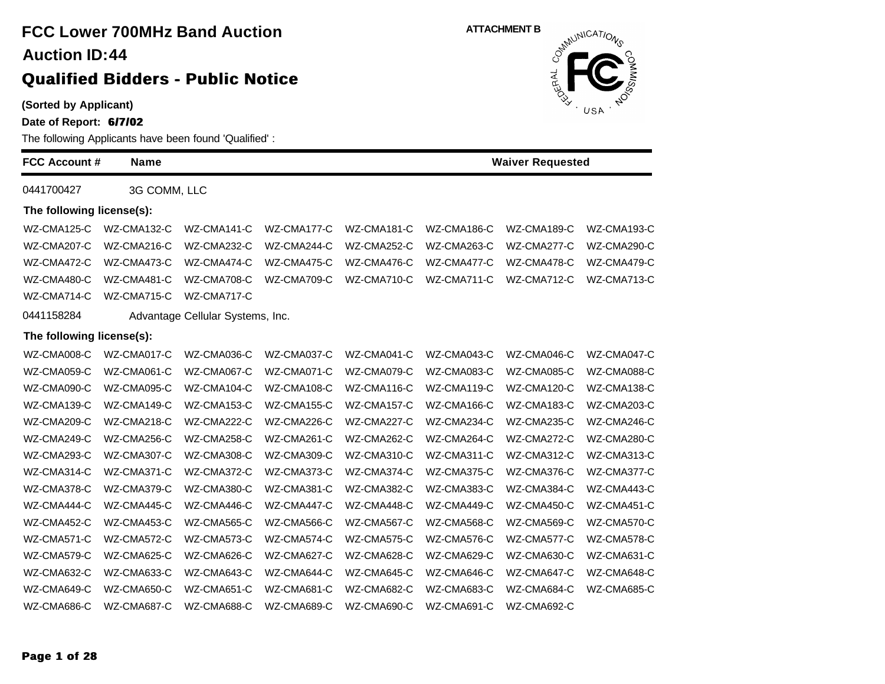# FCC Lower 700MHz Band Auction

## Auction ID:44

## Qualified Bidders - Public Notice

ATTACHMENT B

**(Sorted by Applicant)**

**Date of Report: 6/7/02**

The following Applicants have been found 'Qualified' :

| FCC Account # | Name | Waiver Requested |
|---|---|---|
| 0441700427 | 3G COMM, LLC | |

**The following license(s):**

| | | | | | | | |
|---|---|---|---|---|---|---|---|
| WZ-CMA125-C | WZ-CMA132-C | WZ-CMA141-C | WZ-CMA177-C | WZ-CMA181-C | WZ-CMA186-C | WZ-CMA189-C | WZ-CMA193-C |
| WZ-CMA207-C | WZ-CMA216-C | WZ-CMA232-C | WZ-CMA244-C | WZ-CMA252-C | WZ-CMA263-C | WZ-CMA277-C | WZ-CMA290-C |
| WZ-CMA472-C | WZ-CMA473-C | WZ-CMA474-C | WZ-CMA475-C | WZ-CMA476-C | WZ-CMA477-C | WZ-CMA478-C | WZ-CMA479-C |
| WZ-CMA480-C | WZ-CMA481-C | WZ-CMA708-C | WZ-CMA709-C | WZ-CMA710-C | WZ-CMA711-C | WZ-CMA712-C | WZ-CMA713-C |
| WZ-CMA714-C | WZ-CMA715-C | WZ-CMA717-C | | | | | |

| FCC Account # | Name | Waiver Requested |
|---|---|---|
| 0441158284 | Advantage Cellular Systems, Inc. | |

**The following license(s):**

| | | | | | | | |
|---|---|---|---|---|---|---|---|
| WZ-CMA008-C | WZ-CMA017-C | WZ-CMA036-C | WZ-CMA037-C | WZ-CMA041-C | WZ-CMA043-C | WZ-CMA046-C | WZ-CMA047-C |
| WZ-CMA059-C | WZ-CMA061-C | WZ-CMA067-C | WZ-CMA071-C | WZ-CMA079-C | WZ-CMA083-C | WZ-CMA085-C | WZ-CMA088-C |
| WZ-CMA090-C | WZ-CMA095-C | WZ-CMA104-C | WZ-CMA108-C | WZ-CMA116-C | WZ-CMA119-C | WZ-CMA120-C | WZ-CMA138-C |
| WZ-CMA139-C | WZ-CMA149-C | WZ-CMA153-C | WZ-CMA155-C | WZ-CMA157-C | WZ-CMA166-C | WZ-CMA183-C | WZ-CMA203-C |
| WZ-CMA209-C | WZ-CMA218-C | WZ-CMA222-C | WZ-CMA226-C | WZ-CMA227-C | WZ-CMA234-C | WZ-CMA235-C | WZ-CMA246-C |
| WZ-CMA249-C | WZ-CMA256-C | WZ-CMA258-C | WZ-CMA261-C | WZ-CMA262-C | WZ-CMA264-C | WZ-CMA272-C | WZ-CMA280-C |
| WZ-CMA293-C | WZ-CMA307-C | WZ-CMA308-C | WZ-CMA309-C | WZ-CMA310-C | WZ-CMA311-C | WZ-CMA312-C | WZ-CMA313-C |
| WZ-CMA314-C | WZ-CMA371-C | WZ-CMA372-C | WZ-CMA373-C | WZ-CMA374-C | WZ-CMA375-C | WZ-CMA376-C | WZ-CMA377-C |
| WZ-CMA378-C | WZ-CMA379-C | WZ-CMA380-C | WZ-CMA381-C | WZ-CMA382-C | WZ-CMA383-C | WZ-CMA384-C | WZ-CMA443-C |
| WZ-CMA444-C | WZ-CMA445-C | WZ-CMA446-C | WZ-CMA447-C | WZ-CMA448-C | WZ-CMA449-C | WZ-CMA450-C | WZ-CMA451-C |
| WZ-CMA452-C | WZ-CMA453-C | WZ-CMA565-C | WZ-CMA566-C | WZ-CMA567-C | WZ-CMA568-C | WZ-CMA569-C | WZ-CMA570-C |
| WZ-CMA571-C | WZ-CMA572-C | WZ-CMA573-C | WZ-CMA574-C | WZ-CMA575-C | WZ-CMA576-C | WZ-CMA577-C | WZ-CMA578-C |
| WZ-CMA579-C | WZ-CMA625-C | WZ-CMA626-C | WZ-CMA627-C | WZ-CMA628-C | WZ-CMA629-C | WZ-CMA630-C | WZ-CMA631-C |
| WZ-CMA632-C | WZ-CMA633-C | WZ-CMA643-C | WZ-CMA644-C | WZ-CMA645-C | WZ-CMA646-C | WZ-CMA647-C | WZ-CMA648-C |
| WZ-CMA649-C | WZ-CMA650-C | WZ-CMA651-C | WZ-CMA681-C | WZ-CMA682-C | WZ-CMA683-C | WZ-CMA684-C | WZ-CMA685-C |
| WZ-CMA686-C | WZ-CMA687-C | WZ-CMA688-C | WZ-CMA689-C | WZ-CMA690-C | WZ-CMA691-C | WZ-CMA692-C | |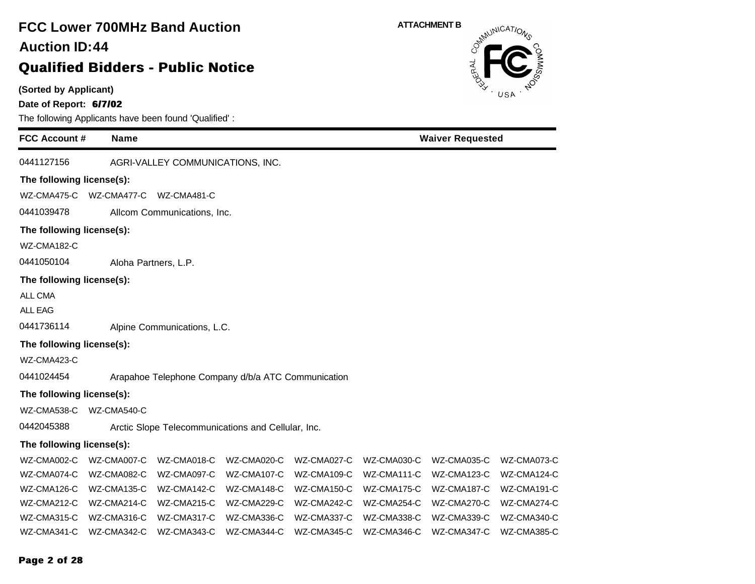# FCC Lower 700MHz Band Auction

## Auction ID:44

## Qualified Bidders - Public Notice

ATTACHMENT B

**(Sorted by Applicant)**

**Date of Report: 6/7/02**

The following Applicants have been found 'Qualified' :

| FCC Account # | Name | Waiver Requested |
|---|---|---|
| 0441127156 | AGRI-VALLEY COMMUNICATIONS, INC. | |

**The following license(s):**

WZ-CMA475-C WZ-CMA477-C WZ-CMA481-C

| FCC Account # | Name | Waiver Requested |
|---|---|---|
| 0441039478 | Allcom Communications, Inc. | |

**The following license(s):**

WZ-CMA182-C

| FCC Account # | Name | Waiver Requested |
|---|---|---|
| 0441050104 | Aloha Partners, L.P. | |

**The following license(s):**

ALL CMA
ALL EAG

| FCC Account # | Name | Waiver Requested |
|---|---|---|
| 0441736114 | Alpine Communications, L.C. | |

**The following license(s):**

WZ-CMA423-C

| FCC Account # | Name | Waiver Requested |
|---|---|---|
| 0441024454 | Arapahoe Telephone Company d/b/a ATC Communication | |

**The following license(s):**

WZ-CMA538-C WZ-CMA540-C

| FCC Account # | Name | Waiver Requested |
|---|---|---|
| 0442045388 | Arctic Slope Telecommunications and Cellular, Inc. | |

**The following license(s):**

| | | | | | | | |
|---|---|---|---|---|---|---|---|
| WZ-CMA002-C | WZ-CMA007-C | WZ-CMA018-C | WZ-CMA020-C | WZ-CMA027-C | WZ-CMA030-C | WZ-CMA035-C | WZ-CMA073-C |
| WZ-CMA074-C | WZ-CMA082-C | WZ-CMA097-C | WZ-CMA107-C | WZ-CMA109-C | WZ-CMA111-C | WZ-CMA123-C | WZ-CMA124-C |
| WZ-CMA126-C | WZ-CMA135-C | WZ-CMA142-C | WZ-CMA148-C | WZ-CMA150-C | WZ-CMA175-C | WZ-CMA187-C | WZ-CMA191-C |
| WZ-CMA212-C | WZ-CMA214-C | WZ-CMA215-C | WZ-CMA229-C | WZ-CMA242-C | WZ-CMA254-C | WZ-CMA270-C | WZ-CMA274-C |
| WZ-CMA315-C | WZ-CMA316-C | WZ-CMA317-C | WZ-CMA336-C | WZ-CMA337-C | WZ-CMA338-C | WZ-CMA339-C | WZ-CMA340-C |
| WZ-CMA341-C | WZ-CMA342-C | WZ-CMA343-C | WZ-CMA344-C | WZ-CMA345-C | WZ-CMA346-C | WZ-CMA347-C | WZ-CMA385-C |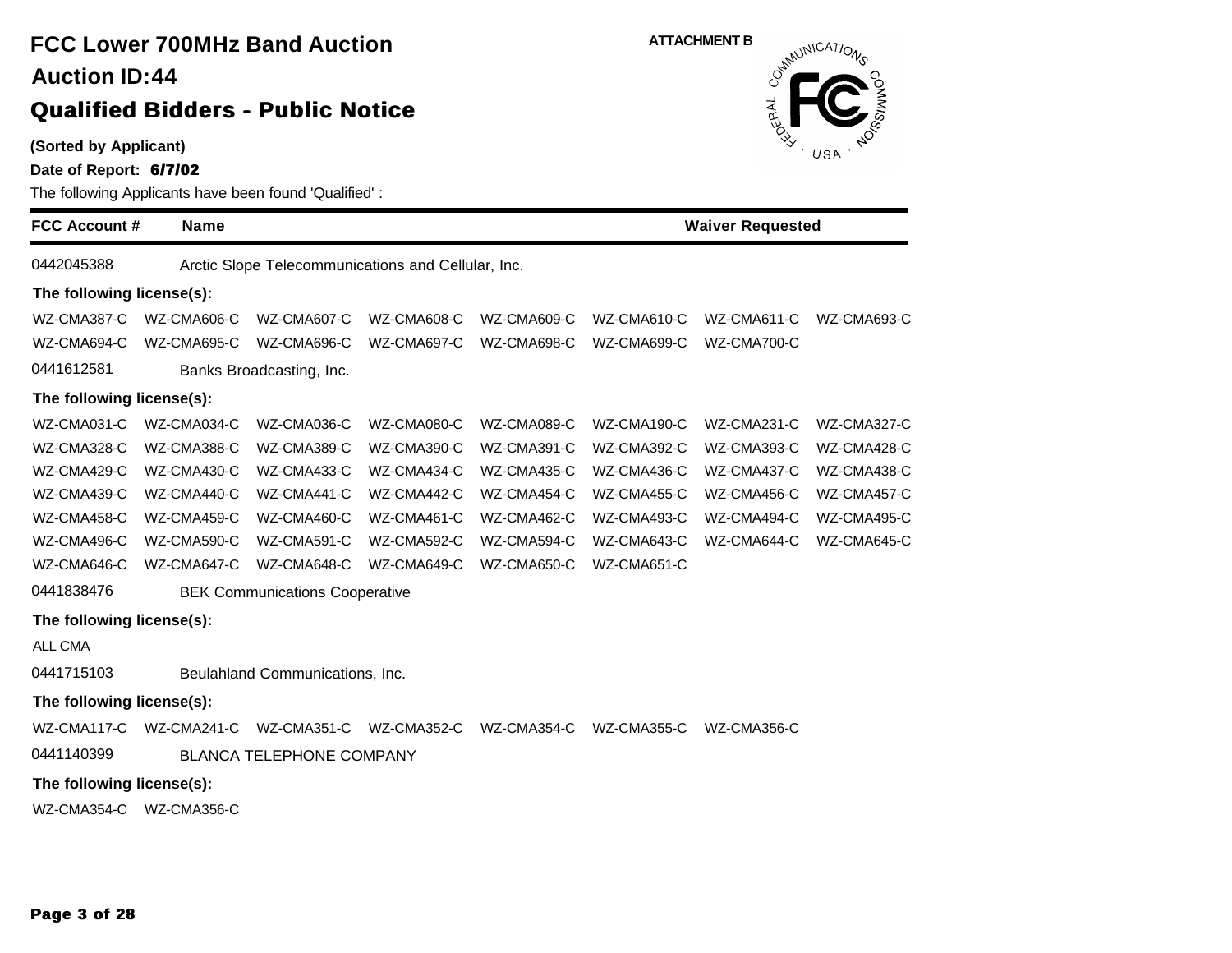# FCC Lower 700MHz Band Auction

## Auction ID:44

## Qualified Bidders - Public Notice

**(Sorted by Applicant)**

**Date of Report: 6/7/02**

The following Applicants have been found 'Qualified' :

ATTACHMENT B

| FCC Account # | Name | Waiver Requested |
|---|---|---|

0442045388 Arctic Slope Telecommunications and Cellular, Inc.

**The following license(s):**

WZ-CMA387-C WZ-CMA606-C WZ-CMA607-C WZ-CMA608-C WZ-CMA609-C WZ-CMA610-C WZ-CMA611-C WZ-CMA693-C
WZ-CMA694-C WZ-CMA695-C WZ-CMA696-C WZ-CMA697-C WZ-CMA698-C WZ-CMA699-C WZ-CMA700-C

0441612581 Banks Broadcasting, Inc.

**The following license(s):**

WZ-CMA031-C WZ-CMA034-C WZ-CMA036-C WZ-CMA080-C WZ-CMA089-C WZ-CMA190-C WZ-CMA231-C WZ-CMA327-C
WZ-CMA328-C WZ-CMA388-C WZ-CMA389-C WZ-CMA390-C WZ-CMA391-C WZ-CMA392-C WZ-CMA393-C WZ-CMA428-C
WZ-CMA429-C WZ-CMA430-C WZ-CMA433-C WZ-CMA434-C WZ-CMA435-C WZ-CMA436-C WZ-CMA437-C WZ-CMA438-C
WZ-CMA439-C WZ-CMA440-C WZ-CMA441-C WZ-CMA442-C WZ-CMA454-C WZ-CMA455-C WZ-CMA456-C WZ-CMA457-C
WZ-CMA458-C WZ-CMA459-C WZ-CMA460-C WZ-CMA461-C WZ-CMA462-C WZ-CMA493-C WZ-CMA494-C WZ-CMA495-C
WZ-CMA496-C WZ-CMA590-C WZ-CMA591-C WZ-CMA592-C WZ-CMA594-C WZ-CMA643-C WZ-CMA644-C WZ-CMA645-C
WZ-CMA646-C WZ-CMA647-C WZ-CMA648-C WZ-CMA649-C WZ-CMA650-C WZ-CMA651-C

0441838476 BEK Communications Cooperative

**The following license(s):**

ALL CMA

0441715103 Beulahland Communications, Inc.

**The following license(s):**

WZ-CMA117-C WZ-CMA241-C WZ-CMA351-C WZ-CMA352-C WZ-CMA354-C WZ-CMA355-C WZ-CMA356-C

0441140399 BLANCA TELEPHONE COMPANY

**The following license(s):**

WZ-CMA354-C WZ-CMA356-C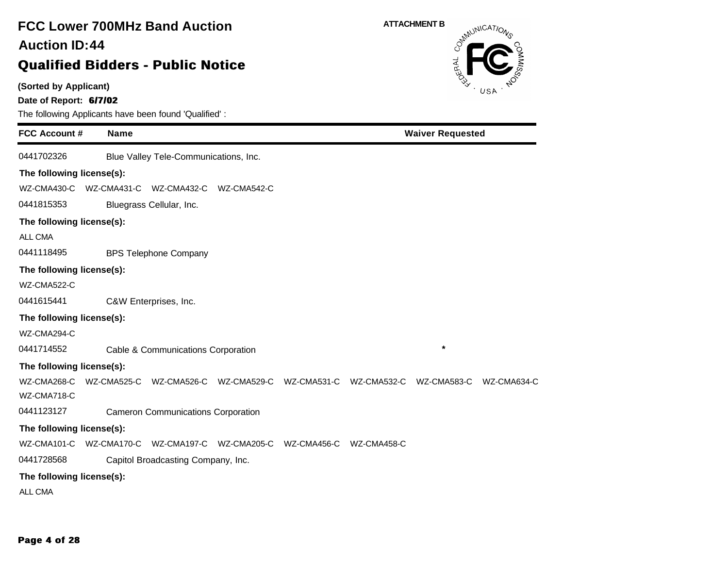# FCC Lower 700MHz Band Auction

## Auction ID:44

## Qualified Bidders - Public Notice

ATTACHMENT B

**(Sorted by Applicant)**

**Date of Report: 6/7/02**

The following Applicants have been found 'Qualified' :

| FCC Account # | Name | Waiver Requested |
|---|---|---|
| 0441702326 | Blue Valley Tele-Communications, Inc. | |
| **The following license(s):** | | |
| WZ-CMA430-C WZ-CMA431-C WZ-CMA432-C WZ-CMA542-C | | |
| 0441815353 | Bluegrass Cellular, Inc. | |
| **The following license(s):** | | |
| ALL CMA | | |
| 0441118495 | BPS Telephone Company | |
| **The following license(s):** | | |
| WZ-CMA522-C | | |
| 0441615441 | C&W Enterprises, Inc. | |
| **The following license(s):** | | |
| WZ-CMA294-C | | |
| 0441714552 | Cable & Communications Corporation | * |
| **The following license(s):** | | |
| WZ-CMA268-C WZ-CMA525-C WZ-CMA526-C WZ-CMA529-C WZ-CMA531-C WZ-CMA532-C WZ-CMA583-C WZ-CMA634-C WZ-CMA718-C | | |
| 0441123127 | Cameron Communications Corporation | |
| **The following license(s):** | | |
| WZ-CMA101-C WZ-CMA170-C WZ-CMA197-C WZ-CMA205-C WZ-CMA456-C WZ-CMA458-C | | |
| 0441728568 | Capitol Broadcasting Company, Inc. | |
| **The following license(s):** | | |
| ALL CMA | | |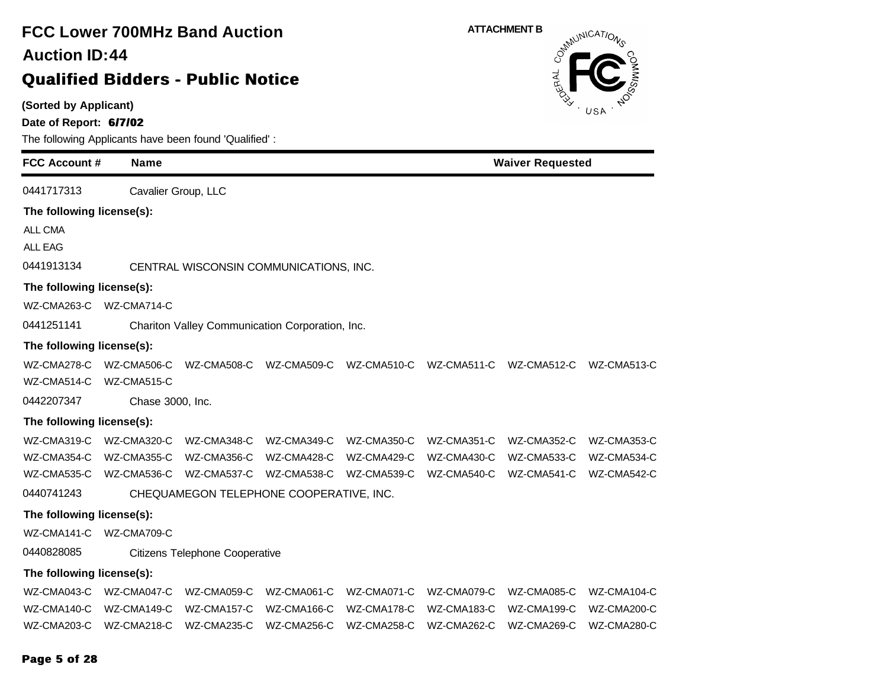# FCC Lower 700MHz Band Auction

## Auction ID:44

## Qualified Bidders - Public Notice

ATTACHMENT B

**(Sorted by Applicant)**

**Date of Report: 6/7/02**

The following Applicants have been found 'Qualified' :

| FCC Account # | Name | Waiver Requested |
|---|---|---|

0441717313 Cavalier Group, LLC

**The following license(s):**

ALL CMA
ALL EAG

0441913134 CENTRAL WISCONSIN COMMUNICATIONS, INC.

**The following license(s):**

WZ-CMA263-C WZ-CMA714-C

0441251141 Chariton Valley Communication Corporation, Inc.

**The following license(s):**

WZ-CMA278-C WZ-CMA506-C WZ-CMA508-C WZ-CMA509-C WZ-CMA510-C WZ-CMA511-C WZ-CMA512-C WZ-CMA513-C
WZ-CMA514-C WZ-CMA515-C

0442207347 Chase 3000, Inc.

**The following license(s):**

WZ-CMA319-C WZ-CMA320-C WZ-CMA348-C WZ-CMA349-C WZ-CMA350-C WZ-CMA351-C WZ-CMA352-C WZ-CMA353-C
WZ-CMA354-C WZ-CMA355-C WZ-CMA356-C WZ-CMA428-C WZ-CMA429-C WZ-CMA430-C WZ-CMA533-C WZ-CMA534-C
WZ-CMA535-C WZ-CMA536-C WZ-CMA537-C WZ-CMA538-C WZ-CMA539-C WZ-CMA540-C WZ-CMA541-C WZ-CMA542-C

0440741243 CHEQUAMEGON TELEPHONE COOPERATIVE, INC.

**The following license(s):**

WZ-CMA141-C WZ-CMA709-C

0440828085 Citizens Telephone Cooperative

**The following license(s):**

WZ-CMA043-C WZ-CMA047-C WZ-CMA059-C WZ-CMA061-C WZ-CMA071-C WZ-CMA079-C WZ-CMA085-C WZ-CMA104-C
WZ-CMA140-C WZ-CMA149-C WZ-CMA157-C WZ-CMA166-C WZ-CMA178-C WZ-CMA183-C WZ-CMA199-C WZ-CMA200-C
WZ-CMA203-C WZ-CMA218-C WZ-CMA235-C WZ-CMA256-C WZ-CMA258-C WZ-CMA262-C WZ-CMA269-C WZ-CMA280-C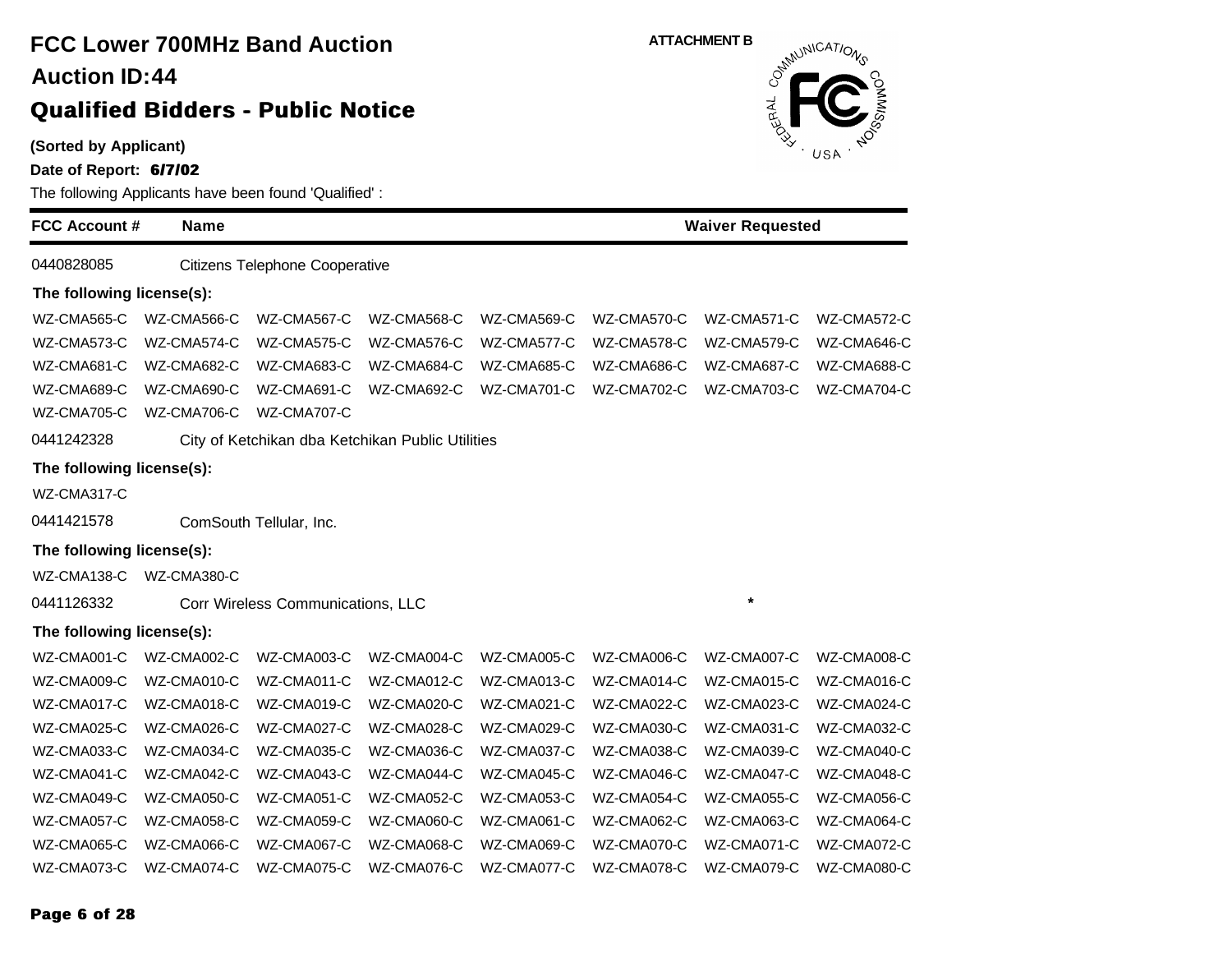# FCC Lower 700MHz Band Auction

## Auction ID:44

## Qualified Bidders - Public Notice

ATTACHMENT B

**(Sorted by Applicant)**

**Date of Report: 6/7/02**

The following Applicants have been found 'Qualified' :

| FCC Account # | Name | Waiver Requested |
|---|---|---|
| 0440828085 | Citizens Telephone Cooperative | |

**The following license(s):**

WZ-CMA565-C WZ-CMA566-C WZ-CMA567-C WZ-CMA568-C WZ-CMA569-C WZ-CMA570-C WZ-CMA571-C WZ-CMA572-C
WZ-CMA573-C WZ-CMA574-C WZ-CMA575-C WZ-CMA576-C WZ-CMA577-C WZ-CMA578-C WZ-CMA579-C WZ-CMA646-C
WZ-CMA681-C WZ-CMA682-C WZ-CMA683-C WZ-CMA684-C WZ-CMA685-C WZ-CMA686-C WZ-CMA687-C WZ-CMA688-C
WZ-CMA689-C WZ-CMA690-C WZ-CMA691-C WZ-CMA692-C WZ-CMA701-C WZ-CMA702-C WZ-CMA703-C WZ-CMA704-C
WZ-CMA705-C WZ-CMA706-C WZ-CMA707-C

| FCC Account # | Name | Waiver Requested |
|---|---|---|
| 0441242328 | City of Ketchikan dba Ketchikan Public Utilities | |

**The following license(s):**

WZ-CMA317-C

| FCC Account # | Name | Waiver Requested |
|---|---|---|
| 0441421578 | ComSouth Tellular, Inc. | |

**The following license(s):**

WZ-CMA138-C WZ-CMA380-C

| FCC Account # | Name | Waiver Requested |
|---|---|---|
| 0441126332 | Corr Wireless Communications, LLC | * |

**The following license(s):**

WZ-CMA001-C WZ-CMA002-C WZ-CMA003-C WZ-CMA004-C WZ-CMA005-C WZ-CMA006-C WZ-CMA007-C WZ-CMA008-C
WZ-CMA009-C WZ-CMA010-C WZ-CMA011-C WZ-CMA012-C WZ-CMA013-C WZ-CMA014-C WZ-CMA015-C WZ-CMA016-C
WZ-CMA017-C WZ-CMA018-C WZ-CMA019-C WZ-CMA020-C WZ-CMA021-C WZ-CMA022-C WZ-CMA023-C WZ-CMA024-C
WZ-CMA025-C WZ-CMA026-C WZ-CMA027-C WZ-CMA028-C WZ-CMA029-C WZ-CMA030-C WZ-CMA031-C WZ-CMA032-C
WZ-CMA033-C WZ-CMA034-C WZ-CMA035-C WZ-CMA036-C WZ-CMA037-C WZ-CMA038-C WZ-CMA039-C WZ-CMA040-C
WZ-CMA041-C WZ-CMA042-C WZ-CMA043-C WZ-CMA044-C WZ-CMA045-C WZ-CMA046-C WZ-CMA047-C WZ-CMA048-C
WZ-CMA049-C WZ-CMA050-C WZ-CMA051-C WZ-CMA052-C WZ-CMA053-C WZ-CMA054-C WZ-CMA055-C WZ-CMA056-C
WZ-CMA057-C WZ-CMA058-C WZ-CMA059-C WZ-CMA060-C WZ-CMA061-C WZ-CMA062-C WZ-CMA063-C WZ-CMA064-C
WZ-CMA065-C WZ-CMA066-C WZ-CMA067-C WZ-CMA068-C WZ-CMA069-C WZ-CMA070-C WZ-CMA071-C WZ-CMA072-C
WZ-CMA073-C WZ-CMA074-C WZ-CMA075-C WZ-CMA076-C WZ-CMA077-C WZ-CMA078-C WZ-CMA079-C WZ-CMA080-C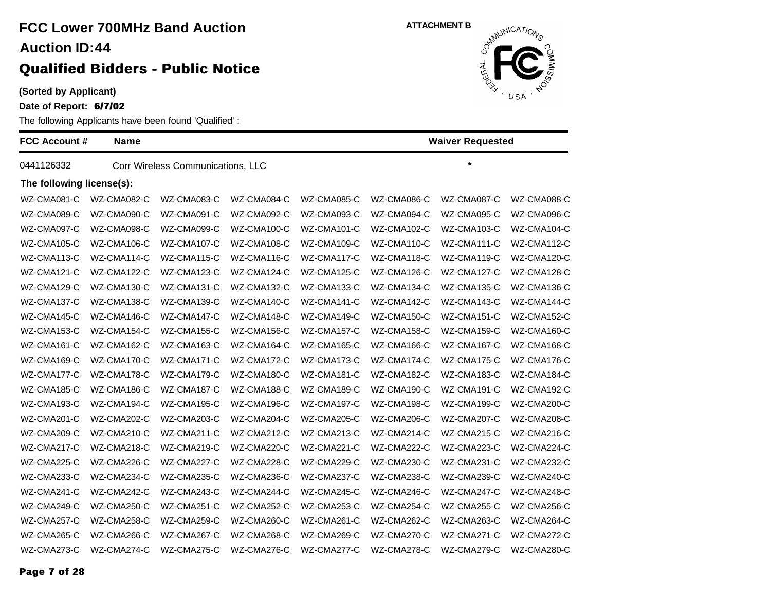# FCC Lower 700MHz Band Auction

## Auction ID:44

## Qualified Bidders - Public Notice

**(Sorted by Applicant)**

**Date of Report: 6/7/02**

The following Applicants have been found 'Qualified' :

ATTACHMENT B

| FCC Account # | Name | Waiver Requested |
|---|---|---|
| 0441126332 | Corr Wireless Communications, LLC | * |

**The following license(s):**

| | | | | | | | |
|---|---|---|---|---|---|---|---|
| WZ-CMA081-C | WZ-CMA082-C | WZ-CMA083-C | WZ-CMA084-C | WZ-CMA085-C | WZ-CMA086-C | WZ-CMA087-C | WZ-CMA088-C |
| WZ-CMA089-C | WZ-CMA090-C | WZ-CMA091-C | WZ-CMA092-C | WZ-CMA093-C | WZ-CMA094-C | WZ-CMA095-C | WZ-CMA096-C |
| WZ-CMA097-C | WZ-CMA098-C | WZ-CMA099-C | WZ-CMA100-C | WZ-CMA101-C | WZ-CMA102-C | WZ-CMA103-C | WZ-CMA104-C |
| WZ-CMA105-C | WZ-CMA106-C | WZ-CMA107-C | WZ-CMA108-C | WZ-CMA109-C | WZ-CMA110-C | WZ-CMA111-C | WZ-CMA112-C |
| WZ-CMA113-C | WZ-CMA114-C | WZ-CMA115-C | WZ-CMA116-C | WZ-CMA117-C | WZ-CMA118-C | WZ-CMA119-C | WZ-CMA120-C |
| WZ-CMA121-C | WZ-CMA122-C | WZ-CMA123-C | WZ-CMA124-C | WZ-CMA125-C | WZ-CMA126-C | WZ-CMA127-C | WZ-CMA128-C |
| WZ-CMA129-C | WZ-CMA130-C | WZ-CMA131-C | WZ-CMA132-C | WZ-CMA133-C | WZ-CMA134-C | WZ-CMA135-C | WZ-CMA136-C |
| WZ-CMA137-C | WZ-CMA138-C | WZ-CMA139-C | WZ-CMA140-C | WZ-CMA141-C | WZ-CMA142-C | WZ-CMA143-C | WZ-CMA144-C |
| WZ-CMA145-C | WZ-CMA146-C | WZ-CMA147-C | WZ-CMA148-C | WZ-CMA149-C | WZ-CMA150-C | WZ-CMA151-C | WZ-CMA152-C |
| WZ-CMA153-C | WZ-CMA154-C | WZ-CMA155-C | WZ-CMA156-C | WZ-CMA157-C | WZ-CMA158-C | WZ-CMA159-C | WZ-CMA160-C |
| WZ-CMA161-C | WZ-CMA162-C | WZ-CMA163-C | WZ-CMA164-C | WZ-CMA165-C | WZ-CMA166-C | WZ-CMA167-C | WZ-CMA168-C |
| WZ-CMA169-C | WZ-CMA170-C | WZ-CMA171-C | WZ-CMA172-C | WZ-CMA173-C | WZ-CMA174-C | WZ-CMA175-C | WZ-CMA176-C |
| WZ-CMA177-C | WZ-CMA178-C | WZ-CMA179-C | WZ-CMA180-C | WZ-CMA181-C | WZ-CMA182-C | WZ-CMA183-C | WZ-CMA184-C |
| WZ-CMA185-C | WZ-CMA186-C | WZ-CMA187-C | WZ-CMA188-C | WZ-CMA189-C | WZ-CMA190-C | WZ-CMA191-C | WZ-CMA192-C |
| WZ-CMA193-C | WZ-CMA194-C | WZ-CMA195-C | WZ-CMA196-C | WZ-CMA197-C | WZ-CMA198-C | WZ-CMA199-C | WZ-CMA200-C |
| WZ-CMA201-C | WZ-CMA202-C | WZ-CMA203-C | WZ-CMA204-C | WZ-CMA205-C | WZ-CMA206-C | WZ-CMA207-C | WZ-CMA208-C |
| WZ-CMA209-C | WZ-CMA210-C | WZ-CMA211-C | WZ-CMA212-C | WZ-CMA213-C | WZ-CMA214-C | WZ-CMA215-C | WZ-CMA216-C |
| WZ-CMA217-C | WZ-CMA218-C | WZ-CMA219-C | WZ-CMA220-C | WZ-CMA221-C | WZ-CMA222-C | WZ-CMA223-C | WZ-CMA224-C |
| WZ-CMA225-C | WZ-CMA226-C | WZ-CMA227-C | WZ-CMA228-C | WZ-CMA229-C | WZ-CMA230-C | WZ-CMA231-C | WZ-CMA232-C |
| WZ-CMA233-C | WZ-CMA234-C | WZ-CMA235-C | WZ-CMA236-C | WZ-CMA237-C | WZ-CMA238-C | WZ-CMA239-C | WZ-CMA240-C |
| WZ-CMA241-C | WZ-CMA242-C | WZ-CMA243-C | WZ-CMA244-C | WZ-CMA245-C | WZ-CMA246-C | WZ-CMA247-C | WZ-CMA248-C |
| WZ-CMA249-C | WZ-CMA250-C | WZ-CMA251-C | WZ-CMA252-C | WZ-CMA253-C | WZ-CMA254-C | WZ-CMA255-C | WZ-CMA256-C |
| WZ-CMA257-C | WZ-CMA258-C | WZ-CMA259-C | WZ-CMA260-C | WZ-CMA261-C | WZ-CMA262-C | WZ-CMA263-C | WZ-CMA264-C |
| WZ-CMA265-C | WZ-CMA266-C | WZ-CMA267-C | WZ-CMA268-C | WZ-CMA269-C | WZ-CMA270-C | WZ-CMA271-C | WZ-CMA272-C |
| WZ-CMA273-C | WZ-CMA274-C | WZ-CMA275-C | WZ-CMA276-C | WZ-CMA277-C | WZ-CMA278-C | WZ-CMA279-C | WZ-CMA280-C |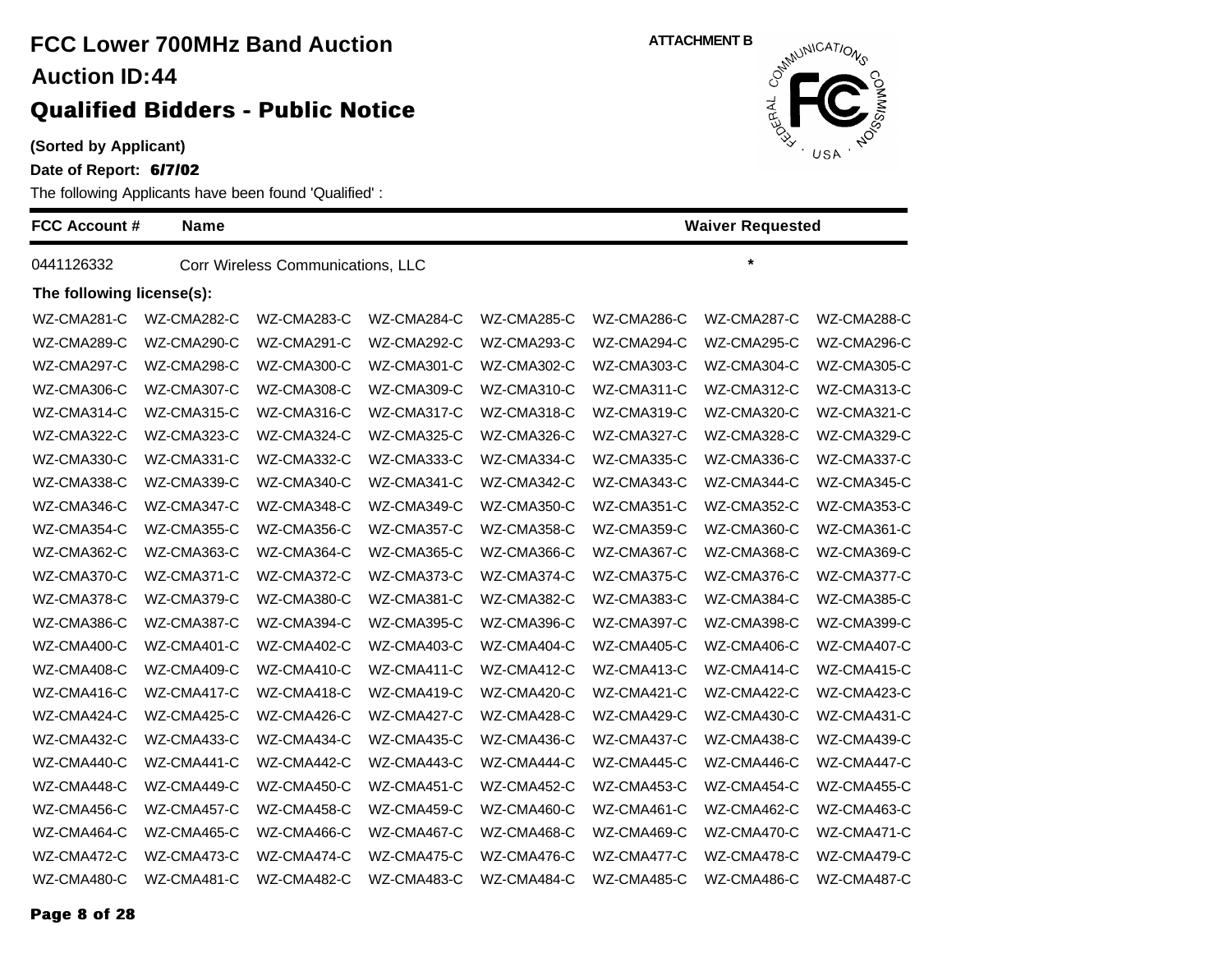# FCC Lower 700MHz Band Auction

## Auction ID:44

## Qualified Bidders - Public Notice

ATTACHMENT B

**(Sorted by Applicant)**

**Date of Report: 6/7/02**

The following Applicants have been found 'Qualified' :

| FCC Account # | Name | Waiver Requested |
|---|---|---|
| 0441126332 | Corr Wireless Communications, LLC | * |

**The following license(s):**

| | | | | | | | |
|---|---|---|---|---|---|---|---|
| WZ-CMA281-C | WZ-CMA282-C | WZ-CMA283-C | WZ-CMA284-C | WZ-CMA285-C | WZ-CMA286-C | WZ-CMA287-C | WZ-CMA288-C |
| WZ-CMA289-C | WZ-CMA290-C | WZ-CMA291-C | WZ-CMA292-C | WZ-CMA293-C | WZ-CMA294-C | WZ-CMA295-C | WZ-CMA296-C |
| WZ-CMA297-C | WZ-CMA298-C | WZ-CMA300-C | WZ-CMA301-C | WZ-CMA302-C | WZ-CMA303-C | WZ-CMA304-C | WZ-CMA305-C |
| WZ-CMA306-C | WZ-CMA307-C | WZ-CMA308-C | WZ-CMA309-C | WZ-CMA310-C | WZ-CMA311-C | WZ-CMA312-C | WZ-CMA313-C |
| WZ-CMA314-C | WZ-CMA315-C | WZ-CMA316-C | WZ-CMA317-C | WZ-CMA318-C | WZ-CMA319-C | WZ-CMA320-C | WZ-CMA321-C |
| WZ-CMA322-C | WZ-CMA323-C | WZ-CMA324-C | WZ-CMA325-C | WZ-CMA326-C | WZ-CMA327-C | WZ-CMA328-C | WZ-CMA329-C |
| WZ-CMA330-C | WZ-CMA331-C | WZ-CMA332-C | WZ-CMA333-C | WZ-CMA334-C | WZ-CMA335-C | WZ-CMA336-C | WZ-CMA337-C |
| WZ-CMA338-C | WZ-CMA339-C | WZ-CMA340-C | WZ-CMA341-C | WZ-CMA342-C | WZ-CMA343-C | WZ-CMA344-C | WZ-CMA345-C |
| WZ-CMA346-C | WZ-CMA347-C | WZ-CMA348-C | WZ-CMA349-C | WZ-CMA350-C | WZ-CMA351-C | WZ-CMA352-C | WZ-CMA353-C |
| WZ-CMA354-C | WZ-CMA355-C | WZ-CMA356-C | WZ-CMA357-C | WZ-CMA358-C | WZ-CMA359-C | WZ-CMA360-C | WZ-CMA361-C |
| WZ-CMA362-C | WZ-CMA363-C | WZ-CMA364-C | WZ-CMA365-C | WZ-CMA366-C | WZ-CMA367-C | WZ-CMA368-C | WZ-CMA369-C |
| WZ-CMA370-C | WZ-CMA371-C | WZ-CMA372-C | WZ-CMA373-C | WZ-CMA374-C | WZ-CMA375-C | WZ-CMA376-C | WZ-CMA377-C |
| WZ-CMA378-C | WZ-CMA379-C | WZ-CMA380-C | WZ-CMA381-C | WZ-CMA382-C | WZ-CMA383-C | WZ-CMA384-C | WZ-CMA385-C |
| WZ-CMA386-C | WZ-CMA387-C | WZ-CMA394-C | WZ-CMA395-C | WZ-CMA396-C | WZ-CMA397-C | WZ-CMA398-C | WZ-CMA399-C |
| WZ-CMA400-C | WZ-CMA401-C | WZ-CMA402-C | WZ-CMA403-C | WZ-CMA404-C | WZ-CMA405-C | WZ-CMA406-C | WZ-CMA407-C |
| WZ-CMA408-C | WZ-CMA409-C | WZ-CMA410-C | WZ-CMA411-C | WZ-CMA412-C | WZ-CMA413-C | WZ-CMA414-C | WZ-CMA415-C |
| WZ-CMA416-C | WZ-CMA417-C | WZ-CMA418-C | WZ-CMA419-C | WZ-CMA420-C | WZ-CMA421-C | WZ-CMA422-C | WZ-CMA423-C |
| WZ-CMA424-C | WZ-CMA425-C | WZ-CMA426-C | WZ-CMA427-C | WZ-CMA428-C | WZ-CMA429-C | WZ-CMA430-C | WZ-CMA431-C |
| WZ-CMA432-C | WZ-CMA433-C | WZ-CMA434-C | WZ-CMA435-C | WZ-CMA436-C | WZ-CMA437-C | WZ-CMA438-C | WZ-CMA439-C |
| WZ-CMA440-C | WZ-CMA441-C | WZ-CMA442-C | WZ-CMA443-C | WZ-CMA444-C | WZ-CMA445-C | WZ-CMA446-C | WZ-CMA447-C |
| WZ-CMA448-C | WZ-CMA449-C | WZ-CMA450-C | WZ-CMA451-C | WZ-CMA452-C | WZ-CMA453-C | WZ-CMA454-C | WZ-CMA455-C |
| WZ-CMA456-C | WZ-CMA457-C | WZ-CMA458-C | WZ-CMA459-C | WZ-CMA460-C | WZ-CMA461-C | WZ-CMA462-C | WZ-CMA463-C |
| WZ-CMA464-C | WZ-CMA465-C | WZ-CMA466-C | WZ-CMA467-C | WZ-CMA468-C | WZ-CMA469-C | WZ-CMA470-C | WZ-CMA471-C |
| WZ-CMA472-C | WZ-CMA473-C | WZ-CMA474-C | WZ-CMA475-C | WZ-CMA476-C | WZ-CMA477-C | WZ-CMA478-C | WZ-CMA479-C |
| WZ-CMA480-C | WZ-CMA481-C | WZ-CMA482-C | WZ-CMA483-C | WZ-CMA484-C | WZ-CMA485-C | WZ-CMA486-C | WZ-CMA487-C |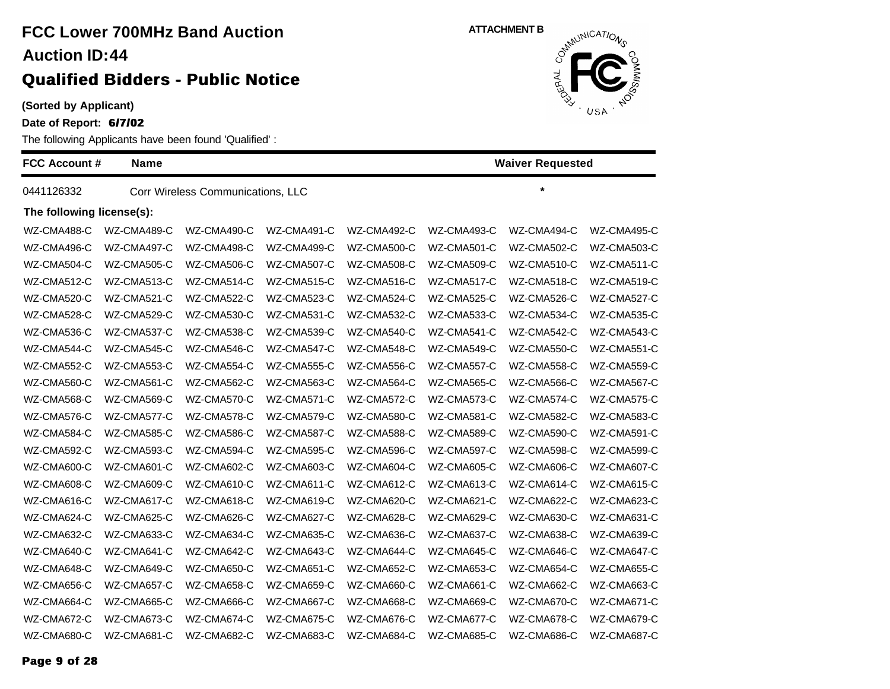# FCC Lower 700MHz Band Auction

**Auction ID:44**

## Qualified Bidders - Public Notice

**(Sorted by Applicant)**

**Date of Report: 6/7/02**

**ATTACHMENT B**

The following Applicants have been found 'Qualified' :

| FCC Account # | Name | Waiver Requested |
|---|---|---|
| 0441126332 | Corr Wireless Communications, LLC | * |

**The following license(s):**

| | | | | | | | |
|---|---|---|---|---|---|---|---|
| WZ-CMA488-C | WZ-CMA489-C | WZ-CMA490-C | WZ-CMA491-C | WZ-CMA492-C | WZ-CMA493-C | WZ-CMA494-C | WZ-CMA495-C |
| WZ-CMA496-C | WZ-CMA497-C | WZ-CMA498-C | WZ-CMA499-C | WZ-CMA500-C | WZ-CMA501-C | WZ-CMA502-C | WZ-CMA503-C |
| WZ-CMA504-C | WZ-CMA505-C | WZ-CMA506-C | WZ-CMA507-C | WZ-CMA508-C | WZ-CMA509-C | WZ-CMA510-C | WZ-CMA511-C |
| WZ-CMA512-C | WZ-CMA513-C | WZ-CMA514-C | WZ-CMA515-C | WZ-CMA516-C | WZ-CMA517-C | WZ-CMA518-C | WZ-CMA519-C |
| WZ-CMA520-C | WZ-CMA521-C | WZ-CMA522-C | WZ-CMA523-C | WZ-CMA524-C | WZ-CMA525-C | WZ-CMA526-C | WZ-CMA527-C |
| WZ-CMA528-C | WZ-CMA529-C | WZ-CMA530-C | WZ-CMA531-C | WZ-CMA532-C | WZ-CMA533-C | WZ-CMA534-C | WZ-CMA535-C |
| WZ-CMA536-C | WZ-CMA537-C | WZ-CMA538-C | WZ-CMA539-C | WZ-CMA540-C | WZ-CMA541-C | WZ-CMA542-C | WZ-CMA543-C |
| WZ-CMA544-C | WZ-CMA545-C | WZ-CMA546-C | WZ-CMA547-C | WZ-CMA548-C | WZ-CMA549-C | WZ-CMA550-C | WZ-CMA551-C |
| WZ-CMA552-C | WZ-CMA553-C | WZ-CMA554-C | WZ-CMA555-C | WZ-CMA556-C | WZ-CMA557-C | WZ-CMA558-C | WZ-CMA559-C |
| WZ-CMA560-C | WZ-CMA561-C | WZ-CMA562-C | WZ-CMA563-C | WZ-CMA564-C | WZ-CMA565-C | WZ-CMA566-C | WZ-CMA567-C |
| WZ-CMA568-C | WZ-CMA569-C | WZ-CMA570-C | WZ-CMA571-C | WZ-CMA572-C | WZ-CMA573-C | WZ-CMA574-C | WZ-CMA575-C |
| WZ-CMA576-C | WZ-CMA577-C | WZ-CMA578-C | WZ-CMA579-C | WZ-CMA580-C | WZ-CMA581-C | WZ-CMA582-C | WZ-CMA583-C |
| WZ-CMA584-C | WZ-CMA585-C | WZ-CMA586-C | WZ-CMA587-C | WZ-CMA588-C | WZ-CMA589-C | WZ-CMA590-C | WZ-CMA591-C |
| WZ-CMA592-C | WZ-CMA593-C | WZ-CMA594-C | WZ-CMA595-C | WZ-CMA596-C | WZ-CMA597-C | WZ-CMA598-C | WZ-CMA599-C |
| WZ-CMA600-C | WZ-CMA601-C | WZ-CMA602-C | WZ-CMA603-C | WZ-CMA604-C | WZ-CMA605-C | WZ-CMA606-C | WZ-CMA607-C |
| WZ-CMA608-C | WZ-CMA609-C | WZ-CMA610-C | WZ-CMA611-C | WZ-CMA612-C | WZ-CMA613-C | WZ-CMA614-C | WZ-CMA615-C |
| WZ-CMA616-C | WZ-CMA617-C | WZ-CMA618-C | WZ-CMA619-C | WZ-CMA620-C | WZ-CMA621-C | WZ-CMA622-C | WZ-CMA623-C |
| WZ-CMA624-C | WZ-CMA625-C | WZ-CMA626-C | WZ-CMA627-C | WZ-CMA628-C | WZ-CMA629-C | WZ-CMA630-C | WZ-CMA631-C |
| WZ-CMA632-C | WZ-CMA633-C | WZ-CMA634-C | WZ-CMA635-C | WZ-CMA636-C | WZ-CMA637-C | WZ-CMA638-C | WZ-CMA639-C |
| WZ-CMA640-C | WZ-CMA641-C | WZ-CMA642-C | WZ-CMA643-C | WZ-CMA644-C | WZ-CMA645-C | WZ-CMA646-C | WZ-CMA647-C |
| WZ-CMA648-C | WZ-CMA649-C | WZ-CMA650-C | WZ-CMA651-C | WZ-CMA652-C | WZ-CMA653-C | WZ-CMA654-C | WZ-CMA655-C |
| WZ-CMA656-C | WZ-CMA657-C | WZ-CMA658-C | WZ-CMA659-C | WZ-CMA660-C | WZ-CMA661-C | WZ-CMA662-C | WZ-CMA663-C |
| WZ-CMA664-C | WZ-CMA665-C | WZ-CMA666-C | WZ-CMA667-C | WZ-CMA668-C | WZ-CMA669-C | WZ-CMA670-C | WZ-CMA671-C |
| WZ-CMA672-C | WZ-CMA673-C | WZ-CMA674-C | WZ-CMA675-C | WZ-CMA676-C | WZ-CMA677-C | WZ-CMA678-C | WZ-CMA679-C |
| WZ-CMA680-C | WZ-CMA681-C | WZ-CMA682-C | WZ-CMA683-C | WZ-CMA684-C | WZ-CMA685-C | WZ-CMA686-C | WZ-CMA687-C |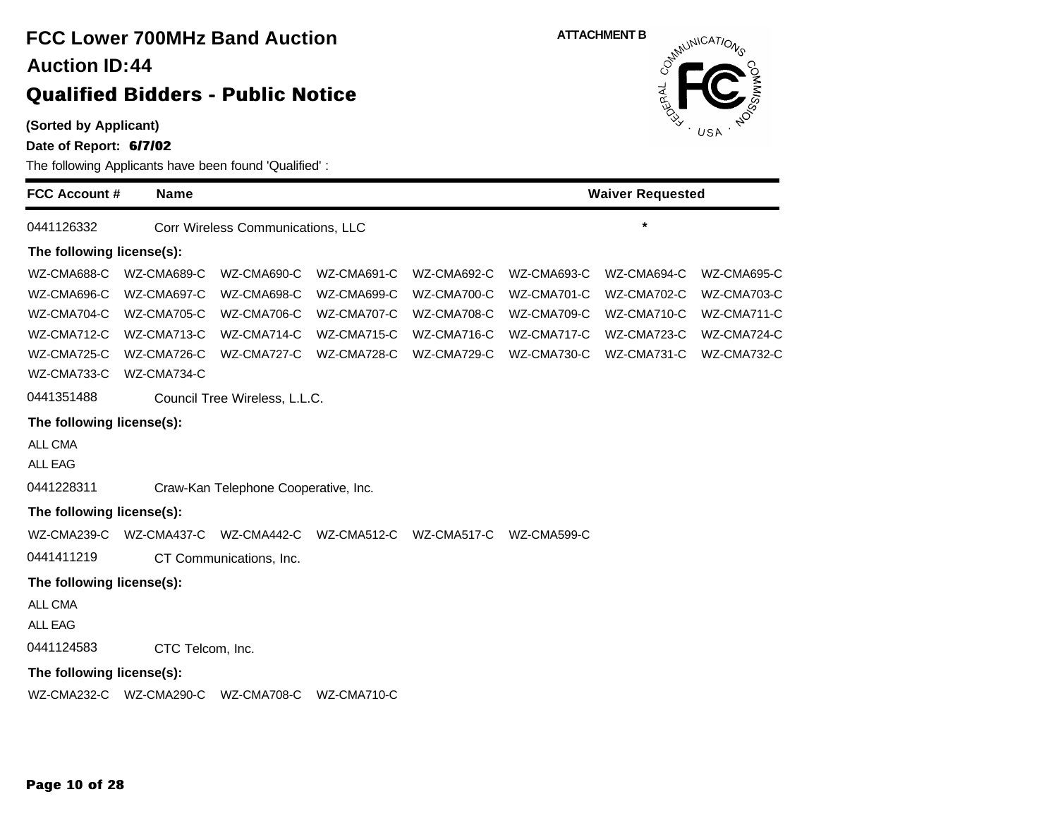# FCC Lower 700MHz Band Auction

## Auction ID:44

## Qualified Bidders - Public Notice

ATTACHMENT B

**(Sorted by Applicant)**

**Date of Report: 6/7/02**

The following Applicants have been found 'Qualified' :

| FCC Account # | Name | Waiver Requested |
|---|---|---|
| 0441126332 | Corr Wireless Communications, LLC | * |

**The following license(s):**

WZ-CMA688-C WZ-CMA689-C WZ-CMA690-C WZ-CMA691-C WZ-CMA692-C WZ-CMA693-C WZ-CMA694-C WZ-CMA695-C
WZ-CMA696-C WZ-CMA697-C WZ-CMA698-C WZ-CMA699-C WZ-CMA700-C WZ-CMA701-C WZ-CMA702-C WZ-CMA703-C
WZ-CMA704-C WZ-CMA705-C WZ-CMA706-C WZ-CMA707-C WZ-CMA708-C WZ-CMA709-C WZ-CMA710-C WZ-CMA711-C
WZ-CMA712-C WZ-CMA713-C WZ-CMA714-C WZ-CMA715-C WZ-CMA716-C WZ-CMA717-C WZ-CMA723-C WZ-CMA724-C
WZ-CMA725-C WZ-CMA726-C WZ-CMA727-C WZ-CMA728-C WZ-CMA729-C WZ-CMA730-C WZ-CMA731-C WZ-CMA732-C
WZ-CMA733-C WZ-CMA734-C

| FCC Account # | Name | Waiver Requested |
|---|---|---|
| 0441351488 | Council Tree Wireless, L.L.C. | |

**The following license(s):**

ALL CMA
ALL EAG

| FCC Account # | Name | Waiver Requested |
|---|---|---|
| 0441228311 | Craw-Kan Telephone Cooperative, Inc. | |

**The following license(s):**

WZ-CMA239-C WZ-CMA437-C WZ-CMA442-C WZ-CMA512-C WZ-CMA517-C WZ-CMA599-C

| FCC Account # | Name | Waiver Requested |
|---|---|---|
| 0441411219 | CT Communications, Inc. | |

**The following license(s):**

ALL CMA
ALL EAG

| FCC Account # | Name | Waiver Requested |
|---|---|---|
| 0441124583 | CTC Telcom, Inc. | |

**The following license(s):**

WZ-CMA232-C WZ-CMA290-C WZ-CMA708-C WZ-CMA710-C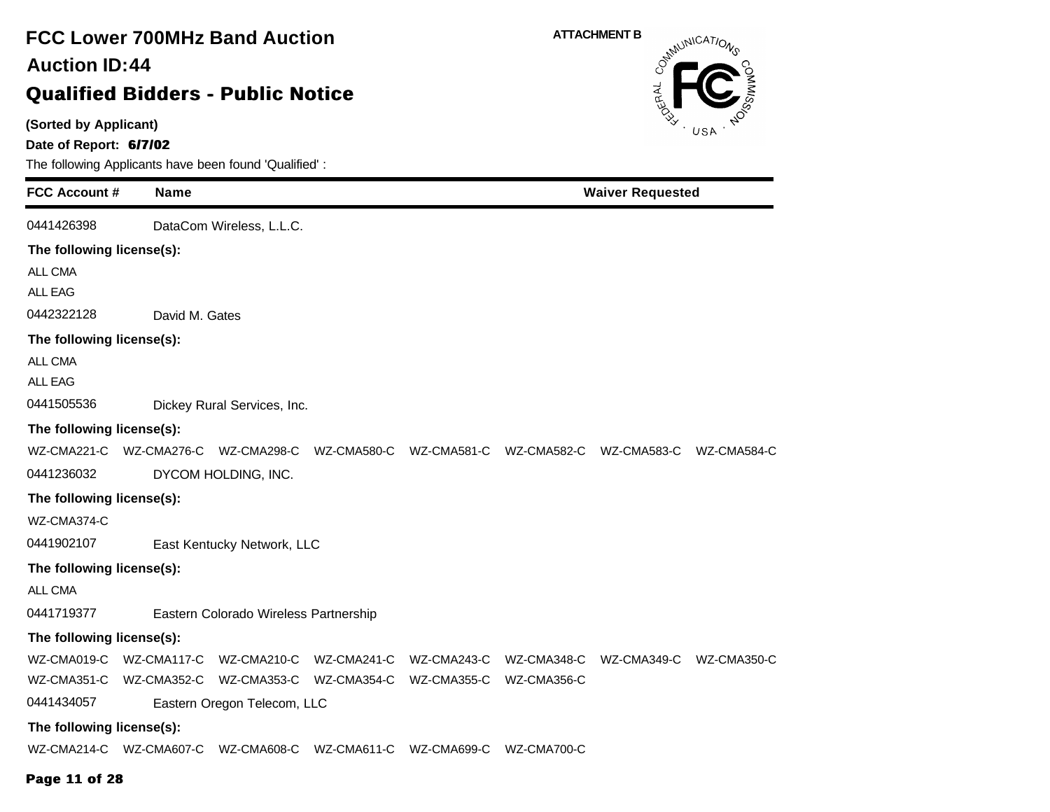# FCC Lower 700MHz Band Auction

## Auction ID:44

## Qualified Bidders - Public Notice

**(Sorted by Applicant)**

**Date of Report: 6/7/02**

ATTACHMENT B

The following Applicants have been found 'Qualified' :

| FCC Account # | Name | Waiver Requested |
|---|---|---|

0441426398 DataCom Wireless, L.L.C.

**The following license(s):**

ALL CMA
ALL EAG

0442322128 David M. Gates

**The following license(s):**

ALL CMA
ALL EAG

0441505536 Dickey Rural Services, Inc.

**The following license(s):**

WZ-CMA221-C WZ-CMA276-C WZ-CMA298-C WZ-CMA580-C WZ-CMA581-C WZ-CMA582-C WZ-CMA583-C WZ-CMA584-C

0441236032 DYCOM HOLDING, INC.

**The following license(s):**

WZ-CMA374-C

0441902107 East Kentucky Network, LLC

**The following license(s):**

ALL CMA

0441719377 Eastern Colorado Wireless Partnership

**The following license(s):**

WZ-CMA019-C WZ-CMA117-C WZ-CMA210-C WZ-CMA241-C WZ-CMA243-C WZ-CMA348-C WZ-CMA349-C WZ-CMA350-C
WZ-CMA351-C WZ-CMA352-C WZ-CMA353-C WZ-CMA354-C WZ-CMA355-C WZ-CMA356-C

0441434057 Eastern Oregon Telecom, LLC

**The following license(s):**

WZ-CMA214-C WZ-CMA607-C WZ-CMA608-C WZ-CMA611-C WZ-CMA699-C WZ-CMA700-C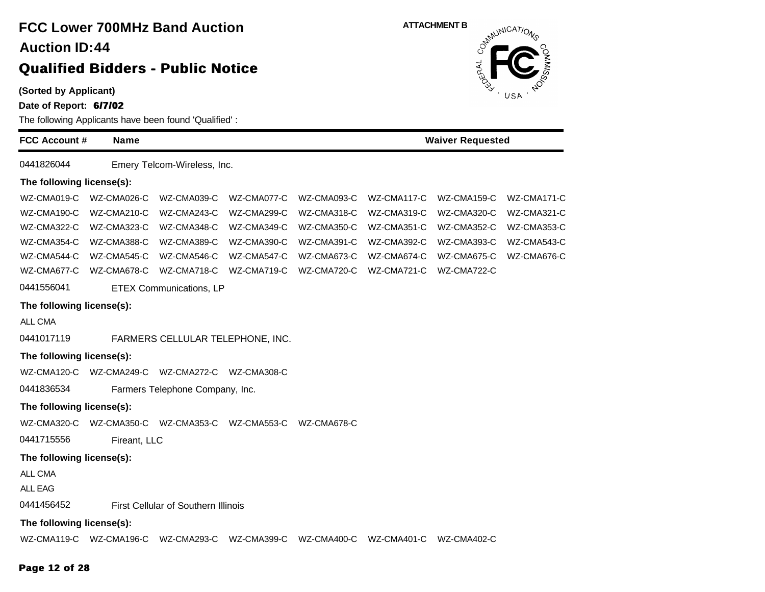# FCC Lower 700MHz Band Auction

**ATTACHMENT B**

## Auction ID:44

## Qualified Bidders - Public Notice

**(Sorted by Applicant)**

**Date of Report: 6/7/02**

The following Applicants have been found 'Qualified' :

| FCC Account # | Name | Waiver Requested |
|---|---|---|

0441826044 Emery Telcom-Wireless, Inc.

**The following license(s):**

WZ-CMA019-C WZ-CMA026-C WZ-CMA039-C WZ-CMA077-C WZ-CMA093-C WZ-CMA117-C WZ-CMA159-C WZ-CMA171-C
WZ-CMA190-C WZ-CMA210-C WZ-CMA243-C WZ-CMA299-C WZ-CMA318-C WZ-CMA319-C WZ-CMA320-C WZ-CMA321-C
WZ-CMA322-C WZ-CMA323-C WZ-CMA348-C WZ-CMA349-C WZ-CMA350-C WZ-CMA351-C WZ-CMA352-C WZ-CMA353-C
WZ-CMA354-C WZ-CMA388-C WZ-CMA389-C WZ-CMA390-C WZ-CMA391-C WZ-CMA392-C WZ-CMA393-C WZ-CMA543-C
WZ-CMA544-C WZ-CMA545-C WZ-CMA546-C WZ-CMA547-C WZ-CMA673-C WZ-CMA674-C WZ-CMA675-C WZ-CMA676-C
WZ-CMA677-C WZ-CMA678-C WZ-CMA718-C WZ-CMA719-C WZ-CMA720-C WZ-CMA721-C WZ-CMA722-C

0441556041 ETEX Communications, LP

**The following license(s):**

ALL CMA

0441017119 FARMERS CELLULAR TELEPHONE, INC.

**The following license(s):**

WZ-CMA120-C WZ-CMA249-C WZ-CMA272-C WZ-CMA308-C

0441836534 Farmers Telephone Company, Inc.

**The following license(s):**

WZ-CMA320-C WZ-CMA350-C WZ-CMA353-C WZ-CMA553-C WZ-CMA678-C

0441715556 Fireant, LLC

**The following license(s):**

ALL CMA
ALL EAG

0441456452 First Cellular of Southern Illinois

**The following license(s):**

WZ-CMA119-C WZ-CMA196-C WZ-CMA293-C WZ-CMA399-C WZ-CMA400-C WZ-CMA401-C WZ-CMA402-C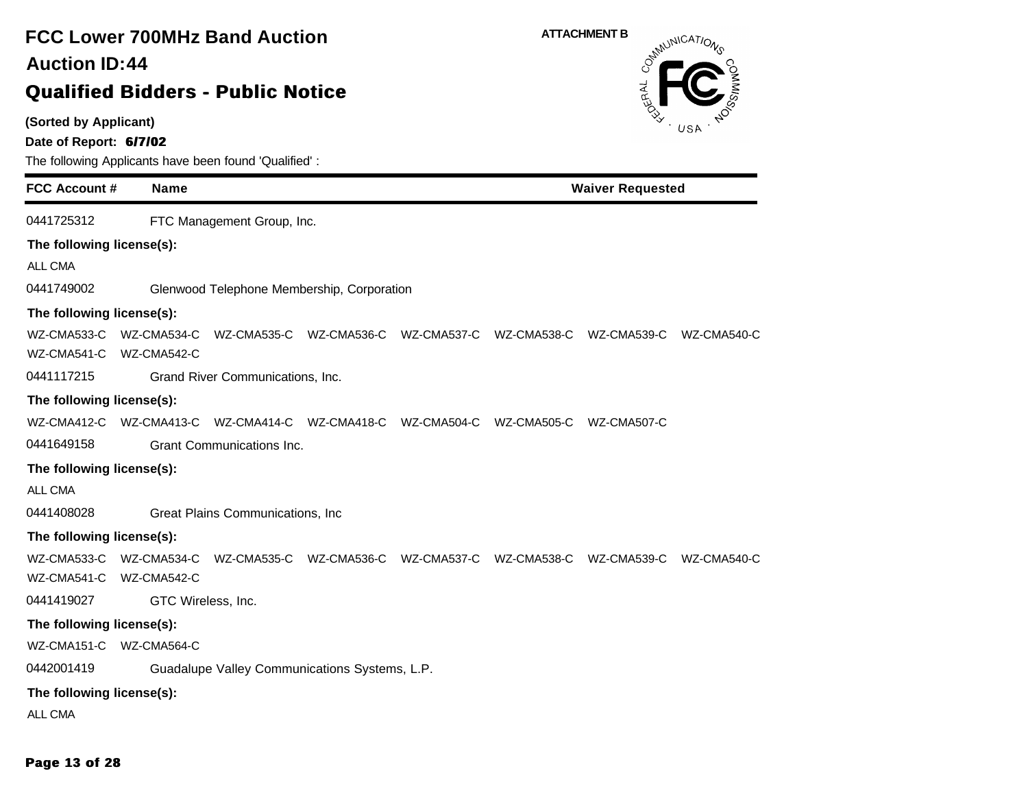# FCC Lower 700MHz Band Auction

## Auction ID:44

## Qualified Bidders - Public Notice

**(Sorted by Applicant)**

**Date of Report: 6/7/02**

ATTACHMENT B

The following Applicants have been found 'Qualified' :

| FCC Account # | Name | Waiver Requested |
|---|---|---|
| 0441725312 | FTC Management Group, Inc. | |

**The following license(s):**

ALL CMA

| FCC Account # | Name | Waiver Requested |
|---|---|---|
| 0441749002 | Glenwood Telephone Membership, Corporation | |

**The following license(s):**

WZ-CMA533-C WZ-CMA534-C WZ-CMA535-C WZ-CMA536-C WZ-CMA537-C WZ-CMA538-C WZ-CMA539-C WZ-CMA540-C WZ-CMA541-C WZ-CMA542-C

| FCC Account # | Name | Waiver Requested |
|---|---|---|
| 0441117215 | Grand River Communications, Inc. | |

**The following license(s):**

WZ-CMA412-C WZ-CMA413-C WZ-CMA414-C WZ-CMA418-C WZ-CMA504-C WZ-CMA505-C WZ-CMA507-C

| FCC Account # | Name | Waiver Requested |
|---|---|---|
| 0441649158 | Grant Communications Inc. | |

**The following license(s):**

ALL CMA

| FCC Account # | Name | Waiver Requested |
|---|---|---|
| 0441408028 | Great Plains Communications, Inc | |

**The following license(s):**

WZ-CMA533-C WZ-CMA534-C WZ-CMA535-C WZ-CMA536-C WZ-CMA537-C WZ-CMA538-C WZ-CMA539-C WZ-CMA540-C WZ-CMA541-C WZ-CMA542-C

| FCC Account # | Name | Waiver Requested |
|---|---|---|
| 0441419027 | GTC Wireless, Inc. | |

**The following license(s):**

WZ-CMA151-C WZ-CMA564-C

| FCC Account # | Name | Waiver Requested |
|---|---|---|
| 0442001419 | Guadalupe Valley Communications Systems, L.P. | |

**The following license(s):**

ALL CMA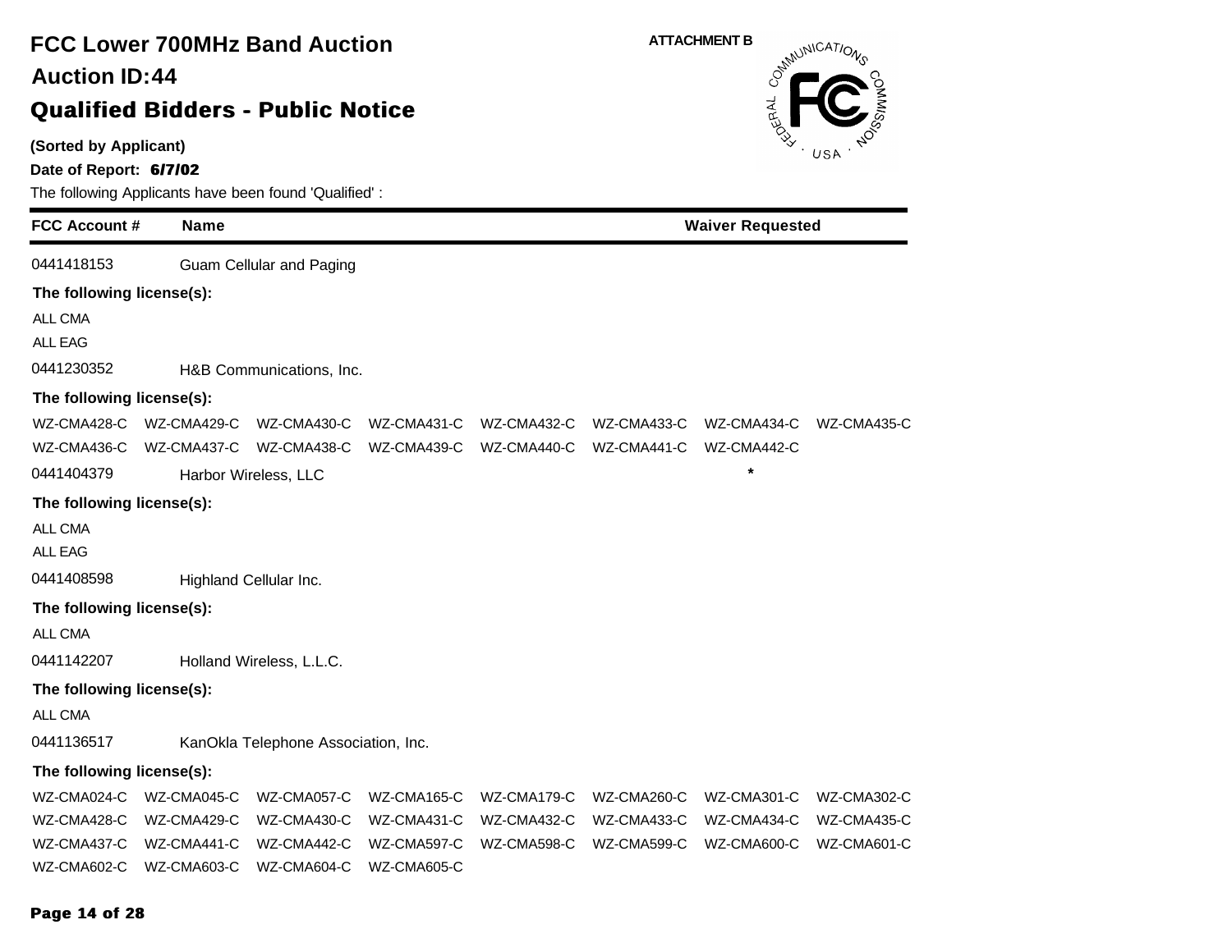# FCC Lower 700MHz Band Auction

## Auction ID:44

## Qualified Bidders - Public Notice

ATTACHMENT B

**(Sorted by Applicant)**

**Date of Report: 6/7/02**

The following Applicants have been found 'Qualified' :

| FCC Account # | Name | Waiver Requested |
|---|---|---|
| 0441418153 | Guam Cellular and Paging | |
| 0441230352 | H&B Communications, Inc. | |
| 0441404379 | Harbor Wireless, LLC | * |
| 0441408598 | Highland Cellular Inc. | |
| 0441142207 | Holland Wireless, L.L.C. | |
| 0441136517 | KanOkla Telephone Association, Inc. | |

**0441418153** Guam Cellular and Paging

**The following license(s):**

ALL CMA

ALL EAG

**0441230352** H&B Communications, Inc.

**The following license(s):**

WZ-CMA428-C WZ-CMA429-C WZ-CMA430-C WZ-CMA431-C WZ-CMA432-C WZ-CMA433-C WZ-CMA434-C WZ-CMA435-C
WZ-CMA436-C WZ-CMA437-C WZ-CMA438-C WZ-CMA439-C WZ-CMA440-C WZ-CMA441-C WZ-CMA442-C

**0441404379** Harbor Wireless, LLC *

**The following license(s):**

ALL CMA

ALL EAG

**0441408598** Highland Cellular Inc.

**The following license(s):**

ALL CMA

**0441142207** Holland Wireless, L.L.C.

**The following license(s):**

ALL CMA

**0441136517** KanOkla Telephone Association, Inc.

**The following license(s):**

WZ-CMA024-C WZ-CMA045-C WZ-CMA057-C WZ-CMA165-C WZ-CMA179-C WZ-CMA260-C WZ-CMA301-C WZ-CMA302-C
WZ-CMA428-C WZ-CMA429-C WZ-CMA430-C WZ-CMA431-C WZ-CMA432-C WZ-CMA433-C WZ-CMA434-C WZ-CMA435-C
WZ-CMA437-C WZ-CMA441-C WZ-CMA442-C WZ-CMA597-C WZ-CMA598-C WZ-CMA599-C WZ-CMA600-C WZ-CMA601-C
WZ-CMA602-C WZ-CMA603-C WZ-CMA604-C WZ-CMA605-C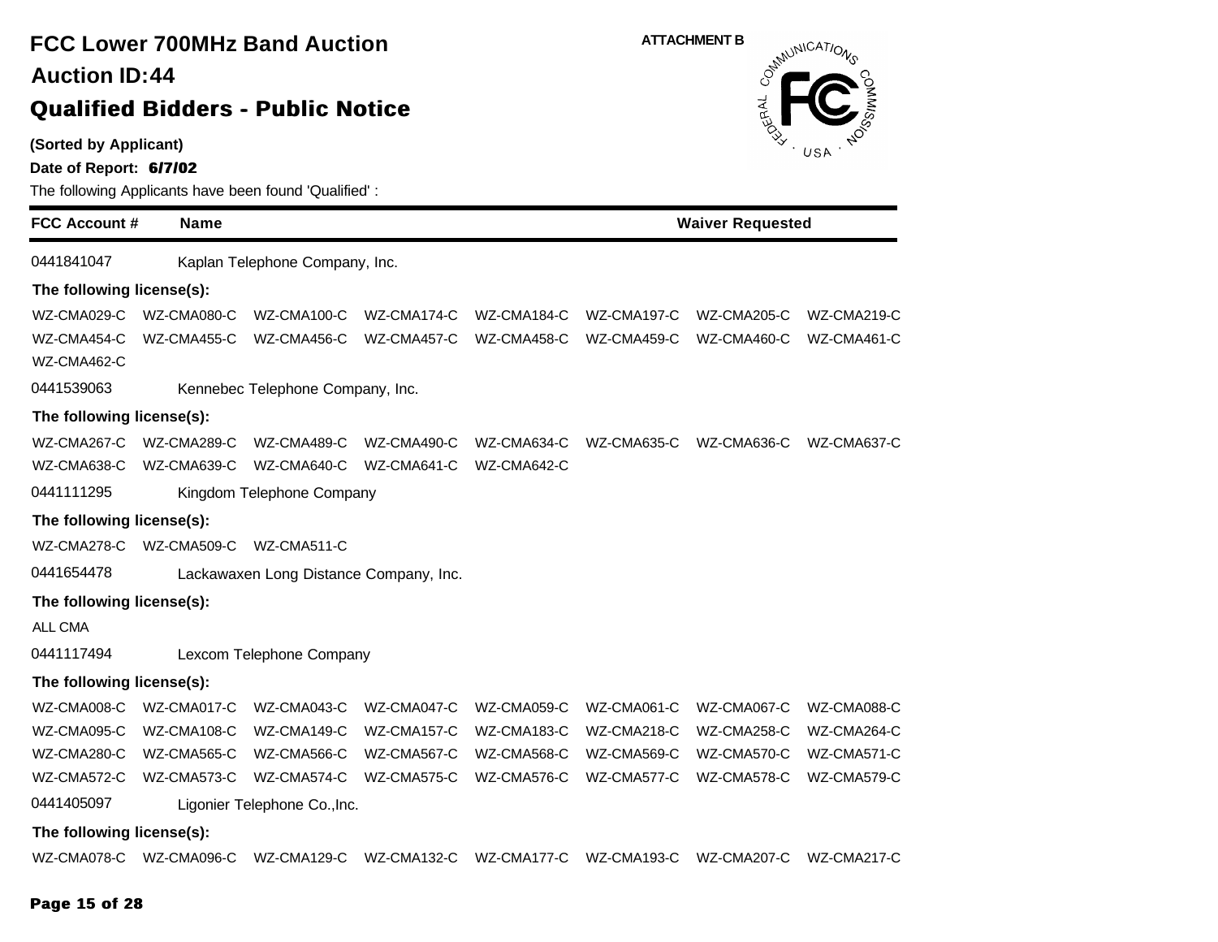# FCC Lower 700MHz Band Auction

## Auction ID:44

## Qualified Bidders - Public Notice

**(Sorted by Applicant)**

**Date of Report: 6/7/02**

The following Applicants have been found 'Qualified' :

ATTACHMENT B

| FCC Account # | Name | Waiver Requested |
|---|---|---|

0441841047 Kaplan Telephone Company, Inc.

**The following license(s):**

WZ-CMA029-C WZ-CMA080-C WZ-CMA100-C WZ-CMA174-C WZ-CMA184-C WZ-CMA197-C WZ-CMA205-C WZ-CMA219-C
WZ-CMA454-C WZ-CMA455-C WZ-CMA456-C WZ-CMA457-C WZ-CMA458-C WZ-CMA459-C WZ-CMA460-C WZ-CMA461-C
WZ-CMA462-C

0441539063 Kennebec Telephone Company, Inc.

**The following license(s):**

WZ-CMA267-C WZ-CMA289-C WZ-CMA489-C WZ-CMA490-C WZ-CMA634-C WZ-CMA635-C WZ-CMA636-C WZ-CMA637-C
WZ-CMA638-C WZ-CMA639-C WZ-CMA640-C WZ-CMA641-C WZ-CMA642-C

0441111295 Kingdom Telephone Company

**The following license(s):**

WZ-CMA278-C WZ-CMA509-C WZ-CMA511-C

0441654478 Lackawaxen Long Distance Company, Inc.

**The following license(s):**

ALL CMA

0441117494 Lexcom Telephone Company

**The following license(s):**

WZ-CMA008-C WZ-CMA017-C WZ-CMA043-C WZ-CMA047-C WZ-CMA059-C WZ-CMA061-C WZ-CMA067-C WZ-CMA088-C
WZ-CMA095-C WZ-CMA108-C WZ-CMA149-C WZ-CMA157-C WZ-CMA183-C WZ-CMA218-C WZ-CMA258-C WZ-CMA264-C
WZ-CMA280-C WZ-CMA565-C WZ-CMA566-C WZ-CMA567-C WZ-CMA568-C WZ-CMA569-C WZ-CMA570-C WZ-CMA571-C
WZ-CMA572-C WZ-CMA573-C WZ-CMA574-C WZ-CMA575-C WZ-CMA576-C WZ-CMA577-C WZ-CMA578-C WZ-CMA579-C

0441405097 Ligonier Telephone Co.,Inc.

**The following license(s):**

WZ-CMA078-C WZ-CMA096-C WZ-CMA129-C WZ-CMA132-C WZ-CMA177-C WZ-CMA193-C WZ-CMA207-C WZ-CMA217-C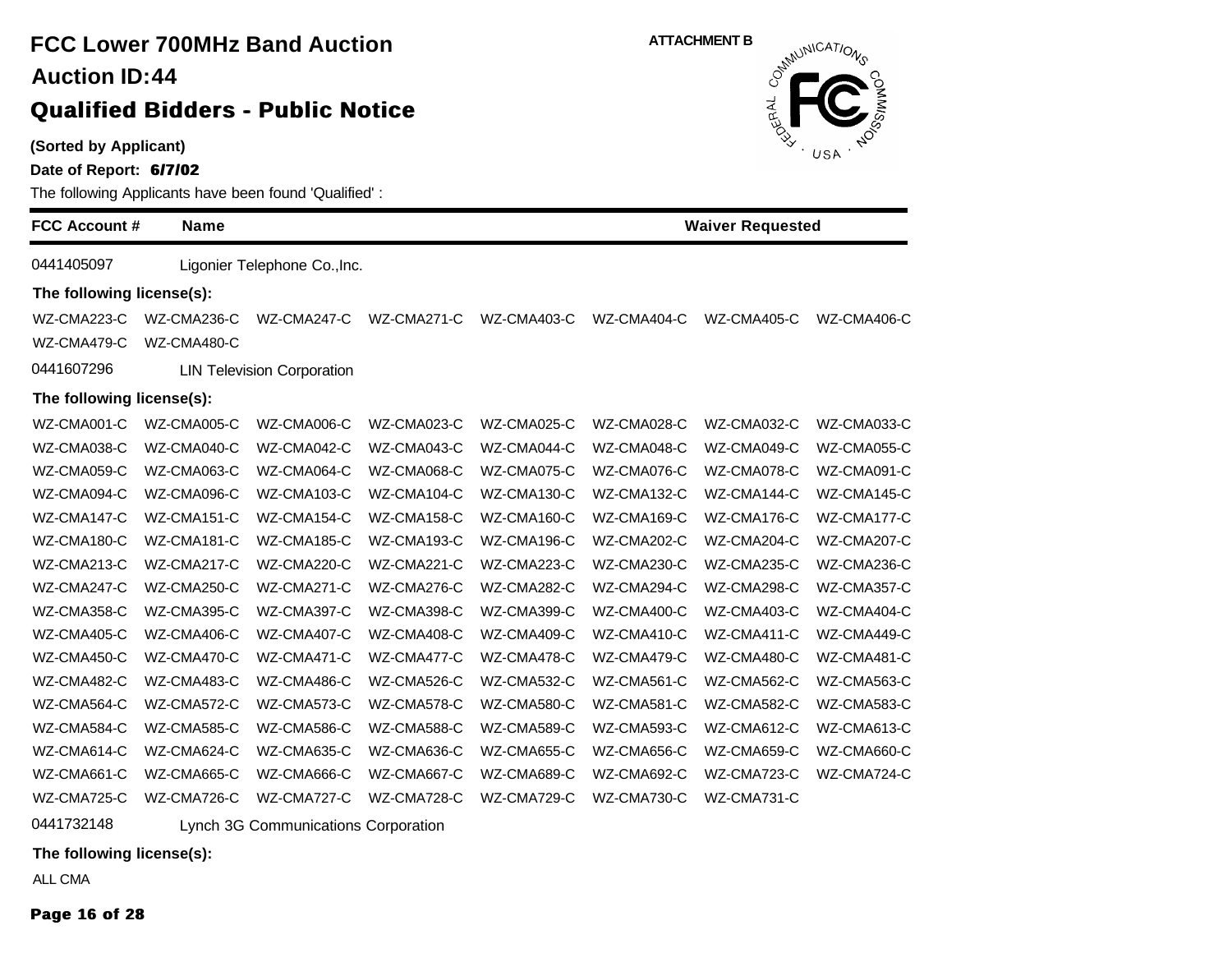# FCC Lower 700MHz Band Auction

## Auction ID:44

## Qualified Bidders - Public Notice

ATTACHMENT B

**(Sorted by Applicant)**

**Date of Report: 6/7/02**

The following Applicants have been found 'Qualified' :

| FCC Account # | Name | Waiver Requested |
|---|---|---|

0441405097 Ligonier Telephone Co.,Inc.

**The following license(s):**

WZ-CMA223-C WZ-CMA236-C WZ-CMA247-C WZ-CMA271-C WZ-CMA403-C WZ-CMA404-C WZ-CMA405-C WZ-CMA406-C
WZ-CMA479-C WZ-CMA480-C

0441607296 LIN Television Corporation

**The following license(s):**

WZ-CMA001-C WZ-CMA005-C WZ-CMA006-C WZ-CMA023-C WZ-CMA025-C WZ-CMA028-C WZ-CMA032-C WZ-CMA033-C
WZ-CMA038-C WZ-CMA040-C WZ-CMA042-C WZ-CMA043-C WZ-CMA044-C WZ-CMA048-C WZ-CMA049-C WZ-CMA055-C
WZ-CMA059-C WZ-CMA063-C WZ-CMA064-C WZ-CMA068-C WZ-CMA075-C WZ-CMA076-C WZ-CMA078-C WZ-CMA091-C
WZ-CMA094-C WZ-CMA096-C WZ-CMA103-C WZ-CMA104-C WZ-CMA130-C WZ-CMA132-C WZ-CMA144-C WZ-CMA145-C
WZ-CMA147-C WZ-CMA151-C WZ-CMA154-C WZ-CMA158-C WZ-CMA160-C WZ-CMA169-C WZ-CMA176-C WZ-CMA177-C
WZ-CMA180-C WZ-CMA181-C WZ-CMA185-C WZ-CMA193-C WZ-CMA196-C WZ-CMA202-C WZ-CMA204-C WZ-CMA207-C
WZ-CMA213-C WZ-CMA217-C WZ-CMA220-C WZ-CMA221-C WZ-CMA223-C WZ-CMA230-C WZ-CMA235-C WZ-CMA236-C
WZ-CMA247-C WZ-CMA250-C WZ-CMA271-C WZ-CMA276-C WZ-CMA282-C WZ-CMA294-C WZ-CMA298-C WZ-CMA357-C
WZ-CMA358-C WZ-CMA395-C WZ-CMA397-C WZ-CMA398-C WZ-CMA399-C WZ-CMA400-C WZ-CMA403-C WZ-CMA404-C
WZ-CMA405-C WZ-CMA406-C WZ-CMA407-C WZ-CMA408-C WZ-CMA409-C WZ-CMA410-C WZ-CMA411-C WZ-CMA449-C
WZ-CMA450-C WZ-CMA470-C WZ-CMA471-C WZ-CMA477-C WZ-CMA478-C WZ-CMA479-C WZ-CMA480-C WZ-CMA481-C
WZ-CMA482-C WZ-CMA483-C WZ-CMA486-C WZ-CMA526-C WZ-CMA532-C WZ-CMA561-C WZ-CMA562-C WZ-CMA563-C
WZ-CMA564-C WZ-CMA572-C WZ-CMA573-C WZ-CMA578-C WZ-CMA580-C WZ-CMA581-C WZ-CMA582-C WZ-CMA583-C
WZ-CMA584-C WZ-CMA585-C WZ-CMA586-C WZ-CMA588-C WZ-CMA589-C WZ-CMA593-C WZ-CMA612-C WZ-CMA613-C
WZ-CMA614-C WZ-CMA624-C WZ-CMA635-C WZ-CMA636-C WZ-CMA655-C WZ-CMA656-C WZ-CMA659-C WZ-CMA660-C
WZ-CMA661-C WZ-CMA665-C WZ-CMA666-C WZ-CMA667-C WZ-CMA689-C WZ-CMA692-C WZ-CMA723-C WZ-CMA724-C
WZ-CMA725-C WZ-CMA726-C WZ-CMA727-C WZ-CMA728-C WZ-CMA729-C WZ-CMA730-C WZ-CMA731-C

0441732148 Lynch 3G Communications Corporation

**The following license(s):**

ALL CMA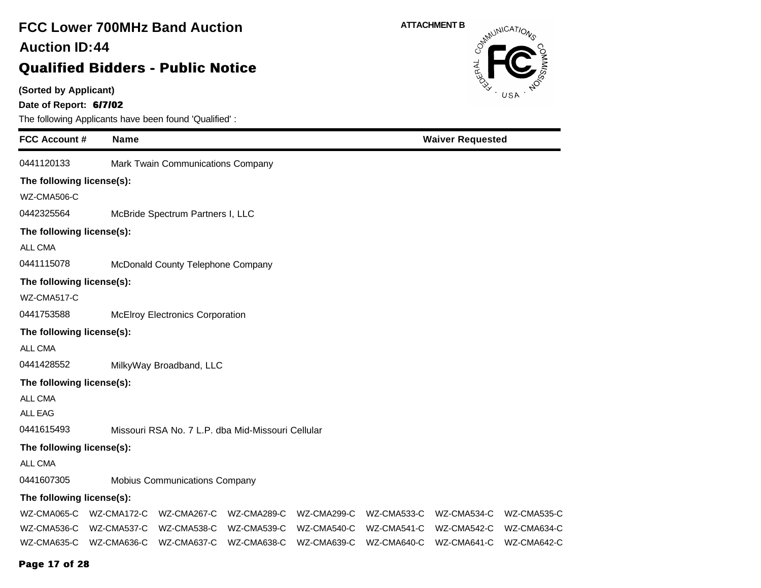# FCC Lower 700MHz Band Auction

## Auction ID:44

## Qualified Bidders - Public Notice

**(Sorted by Applicant)**

**Date of Report: 6/7/02**

ATTACHMENT B

The following Applicants have been found 'Qualified' :

| FCC Account # | Name | Waiver Requested |
|---|---|---|
| 0441120133 | Mark Twain Communications Company | |

**The following license(s):**

WZ-CMA506-C

| FCC Account # | Name | Waiver Requested |
|---|---|---|
| 0442325564 | McBride Spectrum Partners I, LLC | |

**The following license(s):**

ALL CMA

| FCC Account # | Name | Waiver Requested |
|---|---|---|
| 0441115078 | McDonald County Telephone Company | |

**The following license(s):**

WZ-CMA517-C

| FCC Account # | Name | Waiver Requested |
|---|---|---|
| 0441753588 | McElroy Electronics Corporation | |

**The following license(s):**

ALL CMA

| FCC Account # | Name | Waiver Requested |
|---|---|---|
| 0441428552 | MilkyWay Broadband, LLC | |

**The following license(s):**

ALL CMA

ALL EAG

| FCC Account # | Name | Waiver Requested |
|---|---|---|
| 0441615493 | Missouri RSA No. 7 L.P. dba Mid-Missouri Cellular | |

**The following license(s):**

ALL CMA

| FCC Account # | Name | Waiver Requested |
|---|---|---|
| 0441607305 | Mobius Communications Company | |

**The following license(s):**

WZ-CMA065-C WZ-CMA172-C WZ-CMA267-C WZ-CMA289-C WZ-CMA299-C WZ-CMA533-C WZ-CMA534-C WZ-CMA535-C
WZ-CMA536-C WZ-CMA537-C WZ-CMA538-C WZ-CMA539-C WZ-CMA540-C WZ-CMA541-C WZ-CMA542-C WZ-CMA634-C
WZ-CMA635-C WZ-CMA636-C WZ-CMA637-C WZ-CMA638-C WZ-CMA639-C WZ-CMA640-C WZ-CMA641-C WZ-CMA642-C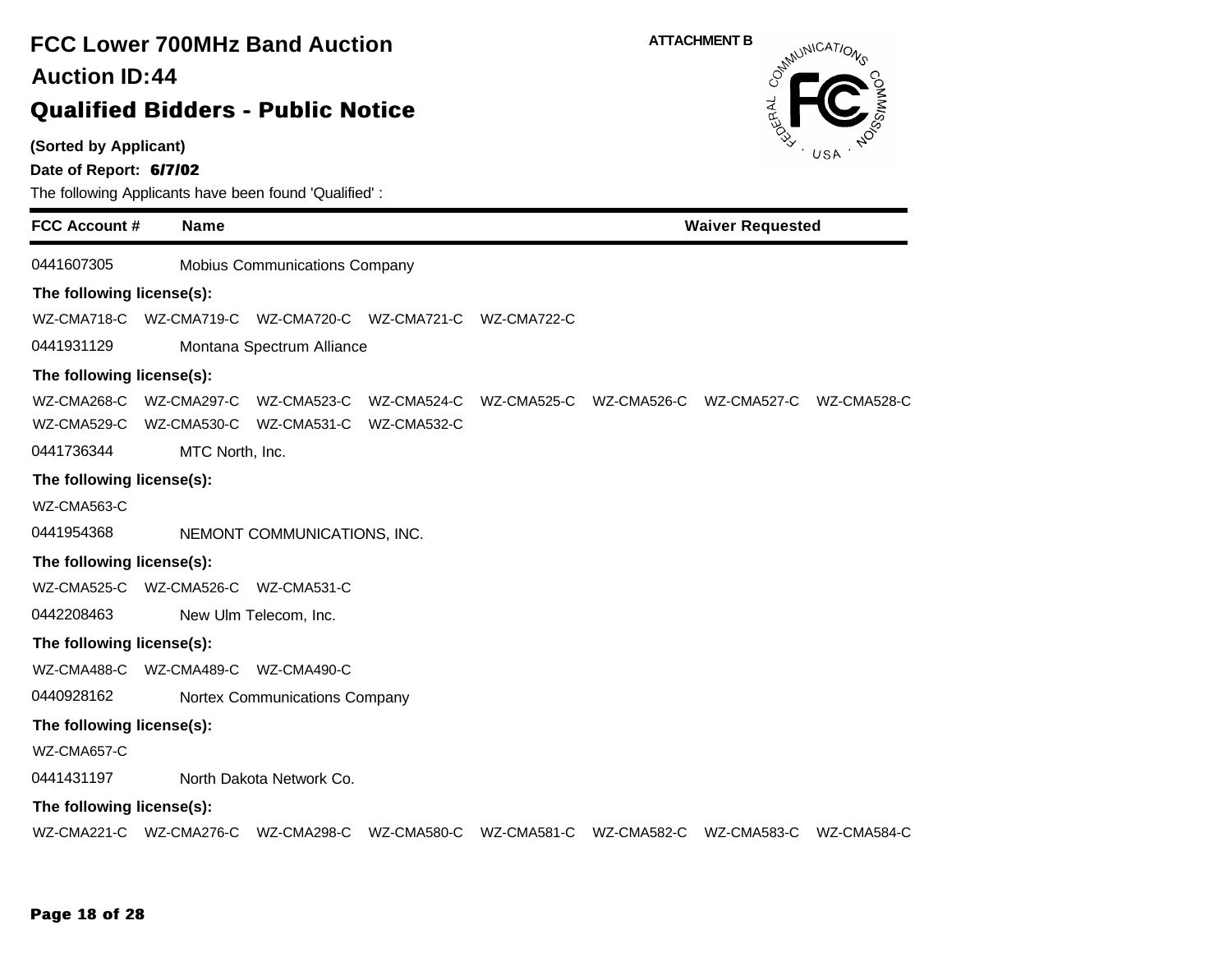# FCC Lower 700MHz Band Auction

## Auction ID:44

## Qualified Bidders - Public Notice

**(Sorted by Applicant)**

**Date of Report: 6/7/02**

The following Applicants have been found 'Qualified' :

**ATTACHMENT B**

| FCC Account # | Name | Waiver Requested |
|---|---|---|
| 0441607305 | Mobius Communications Company | |

**The following license(s):**

WZ-CMA718-C WZ-CMA719-C WZ-CMA720-C WZ-CMA721-C WZ-CMA722-C

| FCC Account # | Name | Waiver Requested |
|---|---|---|
| 0441931129 | Montana Spectrum Alliance | |

**The following license(s):**

WZ-CMA268-C WZ-CMA297-C WZ-CMA523-C WZ-CMA524-C WZ-CMA525-C WZ-CMA526-C WZ-CMA527-C WZ-CMA528-C
WZ-CMA529-C WZ-CMA530-C WZ-CMA531-C WZ-CMA532-C

| FCC Account # | Name | Waiver Requested |
|---|---|---|
| 0441736344 | MTC North, Inc. | |

**The following license(s):**

WZ-CMA563-C

| FCC Account # | Name | Waiver Requested |
|---|---|---|
| 0441954368 | NEMONT COMMUNICATIONS, INC. | |

**The following license(s):**

WZ-CMA525-C WZ-CMA526-C WZ-CMA531-C

| FCC Account # | Name | Waiver Requested |
|---|---|---|
| 0442208463 | New Ulm Telecom, Inc. | |

**The following license(s):**

WZ-CMA488-C WZ-CMA489-C WZ-CMA490-C

| FCC Account # | Name | Waiver Requested |
|---|---|---|
| 0440928162 | Nortex Communications Company | |

**The following license(s):**

WZ-CMA657-C

| FCC Account # | Name | Waiver Requested |
|---|---|---|
| 0441431197 | North Dakota Network Co. | |

**The following license(s):**

WZ-CMA221-C WZ-CMA276-C WZ-CMA298-C WZ-CMA580-C WZ-CMA581-C WZ-CMA582-C WZ-CMA583-C WZ-CMA584-C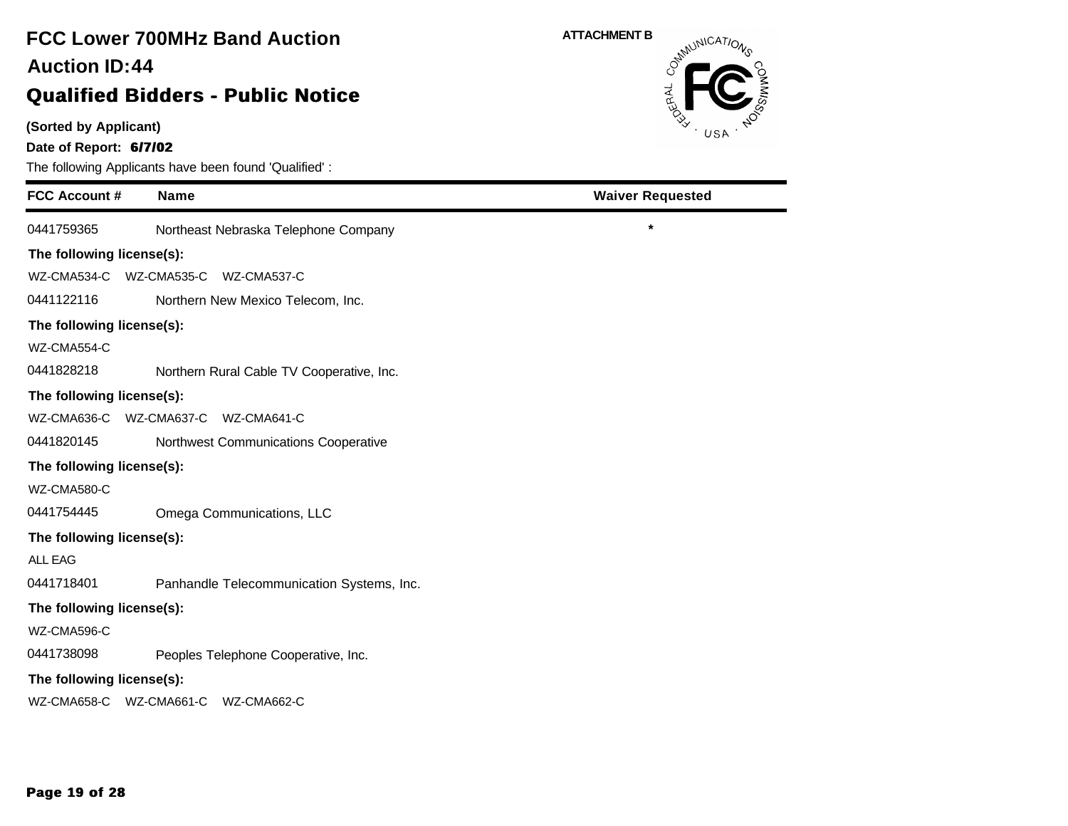# FCC Lower 700MHz Band Auction

## Auction ID:44

## Qualified Bidders - Public Notice

**(Sorted by Applicant)**

**Date of Report: 6/7/02**

The following Applicants have been found 'Qualified' :

ATTACHMENT B

| FCC Account # | Name | Waiver Requested |
|---|---|---|
| 0441759365 | Northeast Nebraska Telephone Company | * |
| **The following license(s):** | | |
| WZ-CMA534-C WZ-CMA535-C WZ-CMA537-C | | |
| 0441122116 | Northern New Mexico Telecom, Inc. | |
| **The following license(s):** | | |
| WZ-CMA554-C | | |
| 0441828218 | Northern Rural Cable TV Cooperative, Inc. | |
| **The following license(s):** | | |
| WZ-CMA636-C WZ-CMA637-C WZ-CMA641-C | | |
| 0441820145 | Northwest Communications Cooperative | |
| **The following license(s):** | | |
| WZ-CMA580-C | | |
| 0441754445 | Omega Communications, LLC | |
| **The following license(s):** | | |
| ALL EAG | | |
| 0441718401 | Panhandle Telecommunication Systems, Inc. | |
| **The following license(s):** | | |
| WZ-CMA596-C | | |
| 0441738098 | Peoples Telephone Cooperative, Inc. | |
| **The following license(s):** | | |
| WZ-CMA658-C WZ-CMA661-C WZ-CMA662-C | | |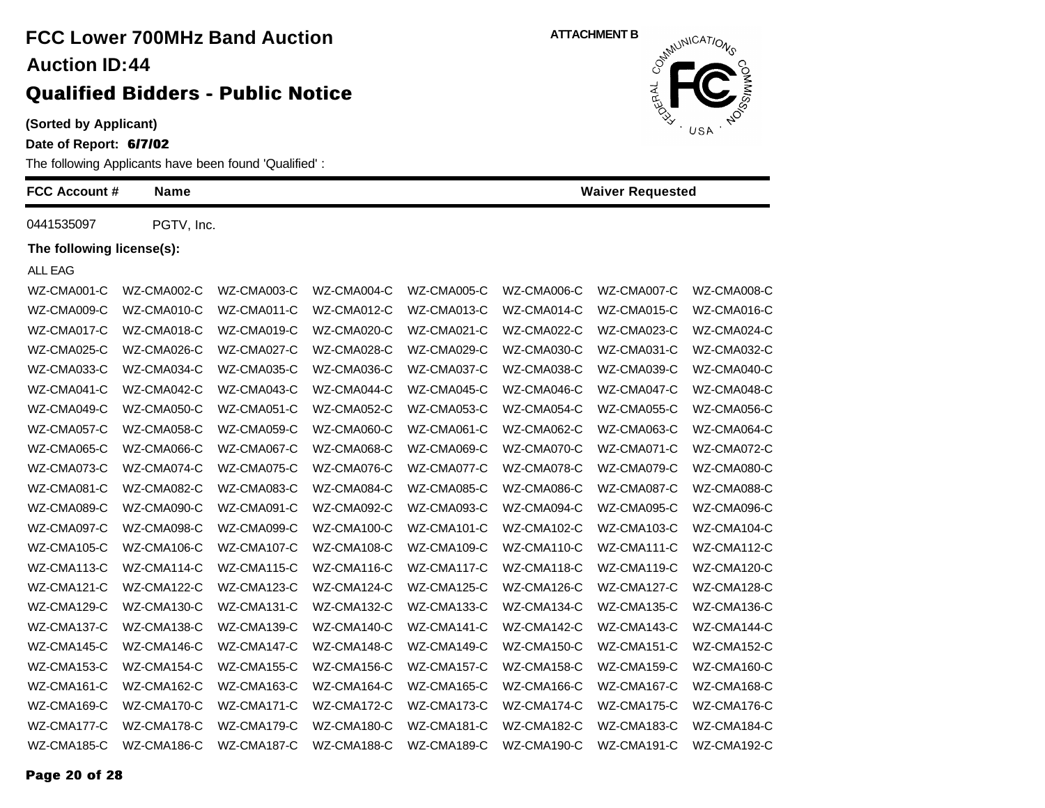# FCC Lower 700MHz Band Auction

## Auction ID:44

## Qualified Bidders - Public Notice

ATTACHMENT B

**(Sorted by Applicant)**

**Date of Report: 6/7/02**

The following Applicants have been found 'Qualified' :

| FCC Account # | Name | Waiver Requested |
|---|---|---|
| 0441535097 | PGTV, Inc. | |

**The following license(s):**

ALL EAG

| | | | | | | | |
|---|---|---|---|---|---|---|---|
| WZ-CMA001-C | WZ-CMA002-C | WZ-CMA003-C | WZ-CMA004-C | WZ-CMA005-C | WZ-CMA006-C | WZ-CMA007-C | WZ-CMA008-C |
| WZ-CMA009-C | WZ-CMA010-C | WZ-CMA011-C | WZ-CMA012-C | WZ-CMA013-C | WZ-CMA014-C | WZ-CMA015-C | WZ-CMA016-C |
| WZ-CMA017-C | WZ-CMA018-C | WZ-CMA019-C | WZ-CMA020-C | WZ-CMA021-C | WZ-CMA022-C | WZ-CMA023-C | WZ-CMA024-C |
| WZ-CMA025-C | WZ-CMA026-C | WZ-CMA027-C | WZ-CMA028-C | WZ-CMA029-C | WZ-CMA030-C | WZ-CMA031-C | WZ-CMA032-C |
| WZ-CMA033-C | WZ-CMA034-C | WZ-CMA035-C | WZ-CMA036-C | WZ-CMA037-C | WZ-CMA038-C | WZ-CMA039-C | WZ-CMA040-C |
| WZ-CMA041-C | WZ-CMA042-C | WZ-CMA043-C | WZ-CMA044-C | WZ-CMA045-C | WZ-CMA046-C | WZ-CMA047-C | WZ-CMA048-C |
| WZ-CMA049-C | WZ-CMA050-C | WZ-CMA051-C | WZ-CMA052-C | WZ-CMA053-C | WZ-CMA054-C | WZ-CMA055-C | WZ-CMA056-C |
| WZ-CMA057-C | WZ-CMA058-C | WZ-CMA059-C | WZ-CMA060-C | WZ-CMA061-C | WZ-CMA062-C | WZ-CMA063-C | WZ-CMA064-C |
| WZ-CMA065-C | WZ-CMA066-C | WZ-CMA067-C | WZ-CMA068-C | WZ-CMA069-C | WZ-CMA070-C | WZ-CMA071-C | WZ-CMA072-C |
| WZ-CMA073-C | WZ-CMA074-C | WZ-CMA075-C | WZ-CMA076-C | WZ-CMA077-C | WZ-CMA078-C | WZ-CMA079-C | WZ-CMA080-C |
| WZ-CMA081-C | WZ-CMA082-C | WZ-CMA083-C | WZ-CMA084-C | WZ-CMA085-C | WZ-CMA086-C | WZ-CMA087-C | WZ-CMA088-C |
| WZ-CMA089-C | WZ-CMA090-C | WZ-CMA091-C | WZ-CMA092-C | WZ-CMA093-C | WZ-CMA094-C | WZ-CMA095-C | WZ-CMA096-C |
| WZ-CMA097-C | WZ-CMA098-C | WZ-CMA099-C | WZ-CMA100-C | WZ-CMA101-C | WZ-CMA102-C | WZ-CMA103-C | WZ-CMA104-C |
| WZ-CMA105-C | WZ-CMA106-C | WZ-CMA107-C | WZ-CMA108-C | WZ-CMA109-C | WZ-CMA110-C | WZ-CMA111-C | WZ-CMA112-C |
| WZ-CMA113-C | WZ-CMA114-C | WZ-CMA115-C | WZ-CMA116-C | WZ-CMA117-C | WZ-CMA118-C | WZ-CMA119-C | WZ-CMA120-C |
| WZ-CMA121-C | WZ-CMA122-C | WZ-CMA123-C | WZ-CMA124-C | WZ-CMA125-C | WZ-CMA126-C | WZ-CMA127-C | WZ-CMA128-C |
| WZ-CMA129-C | WZ-CMA130-C | WZ-CMA131-C | WZ-CMA132-C | WZ-CMA133-C | WZ-CMA134-C | WZ-CMA135-C | WZ-CMA136-C |
| WZ-CMA137-C | WZ-CMA138-C | WZ-CMA139-C | WZ-CMA140-C | WZ-CMA141-C | WZ-CMA142-C | WZ-CMA143-C | WZ-CMA144-C |
| WZ-CMA145-C | WZ-CMA146-C | WZ-CMA147-C | WZ-CMA148-C | WZ-CMA149-C | WZ-CMA150-C | WZ-CMA151-C | WZ-CMA152-C |
| WZ-CMA153-C | WZ-CMA154-C | WZ-CMA155-C | WZ-CMA156-C | WZ-CMA157-C | WZ-CMA158-C | WZ-CMA159-C | WZ-CMA160-C |
| WZ-CMA161-C | WZ-CMA162-C | WZ-CMA163-C | WZ-CMA164-C | WZ-CMA165-C | WZ-CMA166-C | WZ-CMA167-C | WZ-CMA168-C |
| WZ-CMA169-C | WZ-CMA170-C | WZ-CMA171-C | WZ-CMA172-C | WZ-CMA173-C | WZ-CMA174-C | WZ-CMA175-C | WZ-CMA176-C |
| WZ-CMA177-C | WZ-CMA178-C | WZ-CMA179-C | WZ-CMA180-C | WZ-CMA181-C | WZ-CMA182-C | WZ-CMA183-C | WZ-CMA184-C |
| WZ-CMA185-C | WZ-CMA186-C | WZ-CMA187-C | WZ-CMA188-C | WZ-CMA189-C | WZ-CMA190-C | WZ-CMA191-C | WZ-CMA192-C |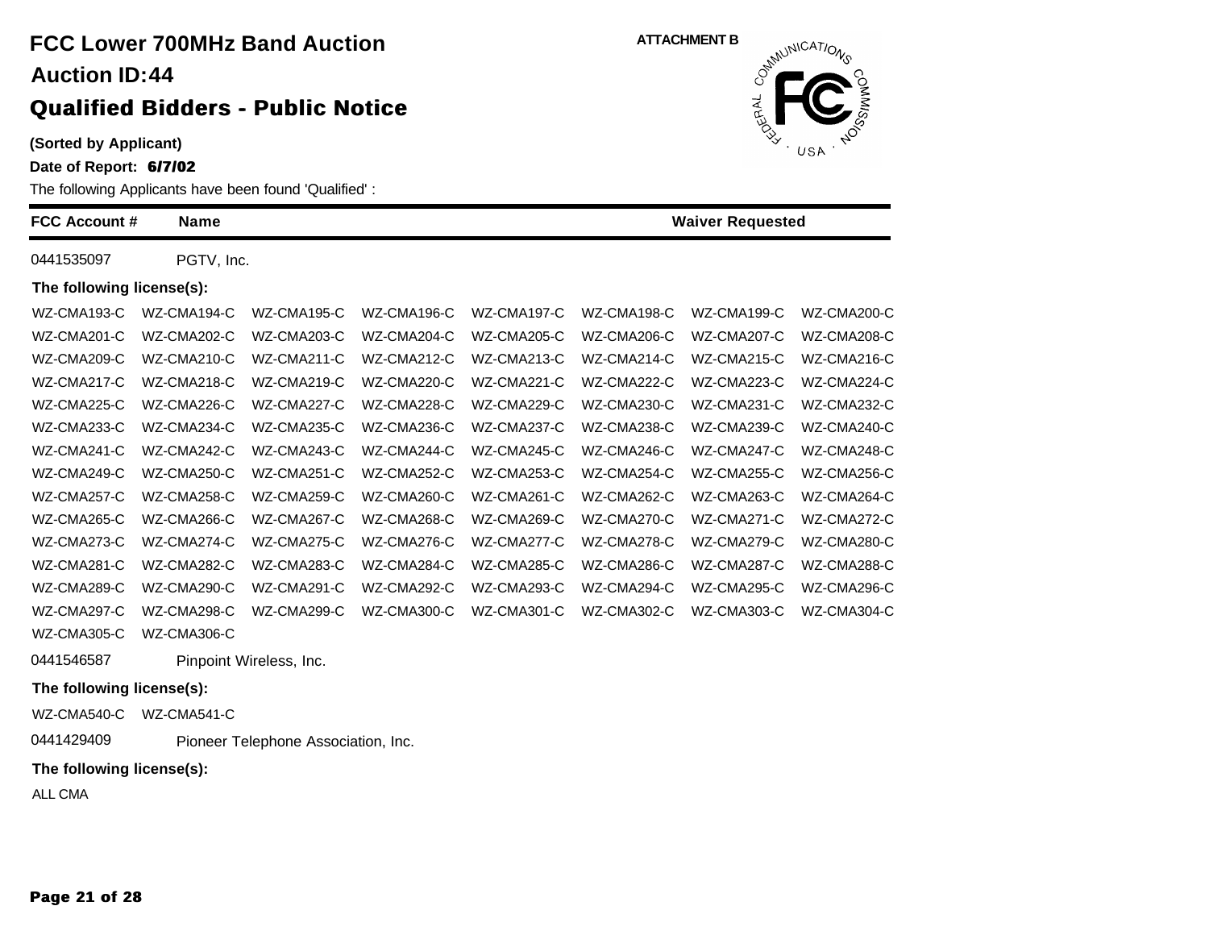ATTACHMENT B

# FCC Lower 700MHz Band Auction

## Auction ID:44

## Qualified Bidders - Public Notice

**(Sorted by Applicant)**

**Date of Report: 6/7/02**

The following Applicants have been found 'Qualified' :

| FCC Account # | Name | Waiver Requested |
|---|---|---|

0441535097 PGTV, Inc.

**The following license(s):**

| | | | | | | | |
|---|---|---|---|---|---|---|---|
| WZ-CMA193-C | WZ-CMA194-C | WZ-CMA195-C | WZ-CMA196-C | WZ-CMA197-C | WZ-CMA198-C | WZ-CMA199-C | WZ-CMA200-C |
| WZ-CMA201-C | WZ-CMA202-C | WZ-CMA203-C | WZ-CMA204-C | WZ-CMA205-C | WZ-CMA206-C | WZ-CMA207-C | WZ-CMA208-C |
| WZ-CMA209-C | WZ-CMA210-C | WZ-CMA211-C | WZ-CMA212-C | WZ-CMA213-C | WZ-CMA214-C | WZ-CMA215-C | WZ-CMA216-C |
| WZ-CMA217-C | WZ-CMA218-C | WZ-CMA219-C | WZ-CMA220-C | WZ-CMA221-C | WZ-CMA222-C | WZ-CMA223-C | WZ-CMA224-C |
| WZ-CMA225-C | WZ-CMA226-C | WZ-CMA227-C | WZ-CMA228-C | WZ-CMA229-C | WZ-CMA230-C | WZ-CMA231-C | WZ-CMA232-C |
| WZ-CMA233-C | WZ-CMA234-C | WZ-CMA235-C | WZ-CMA236-C | WZ-CMA237-C | WZ-CMA238-C | WZ-CMA239-C | WZ-CMA240-C |
| WZ-CMA241-C | WZ-CMA242-C | WZ-CMA243-C | WZ-CMA244-C | WZ-CMA245-C | WZ-CMA246-C | WZ-CMA247-C | WZ-CMA248-C |
| WZ-CMA249-C | WZ-CMA250-C | WZ-CMA251-C | WZ-CMA252-C | WZ-CMA253-C | WZ-CMA254-C | WZ-CMA255-C | WZ-CMA256-C |
| WZ-CMA257-C | WZ-CMA258-C | WZ-CMA259-C | WZ-CMA260-C | WZ-CMA261-C | WZ-CMA262-C | WZ-CMA263-C | WZ-CMA264-C |
| WZ-CMA265-C | WZ-CMA266-C | WZ-CMA267-C | WZ-CMA268-C | WZ-CMA269-C | WZ-CMA270-C | WZ-CMA271-C | WZ-CMA272-C |
| WZ-CMA273-C | WZ-CMA274-C | WZ-CMA275-C | WZ-CMA276-C | WZ-CMA277-C | WZ-CMA278-C | WZ-CMA279-C | WZ-CMA280-C |
| WZ-CMA281-C | WZ-CMA282-C | WZ-CMA283-C | WZ-CMA284-C | WZ-CMA285-C | WZ-CMA286-C | WZ-CMA287-C | WZ-CMA288-C |
| WZ-CMA289-C | WZ-CMA290-C | WZ-CMA291-C | WZ-CMA292-C | WZ-CMA293-C | WZ-CMA294-C | WZ-CMA295-C | WZ-CMA296-C |
| WZ-CMA297-C | WZ-CMA298-C | WZ-CMA299-C | WZ-CMA300-C | WZ-CMA301-C | WZ-CMA302-C | WZ-CMA303-C | WZ-CMA304-C |
| WZ-CMA305-C | WZ-CMA306-C | | | | | | |

0441546587 Pinpoint Wireless, Inc.

**The following license(s):**

WZ-CMA540-C WZ-CMA541-C

0441429409 Pioneer Telephone Association, Inc.

**The following license(s):**

ALL CMA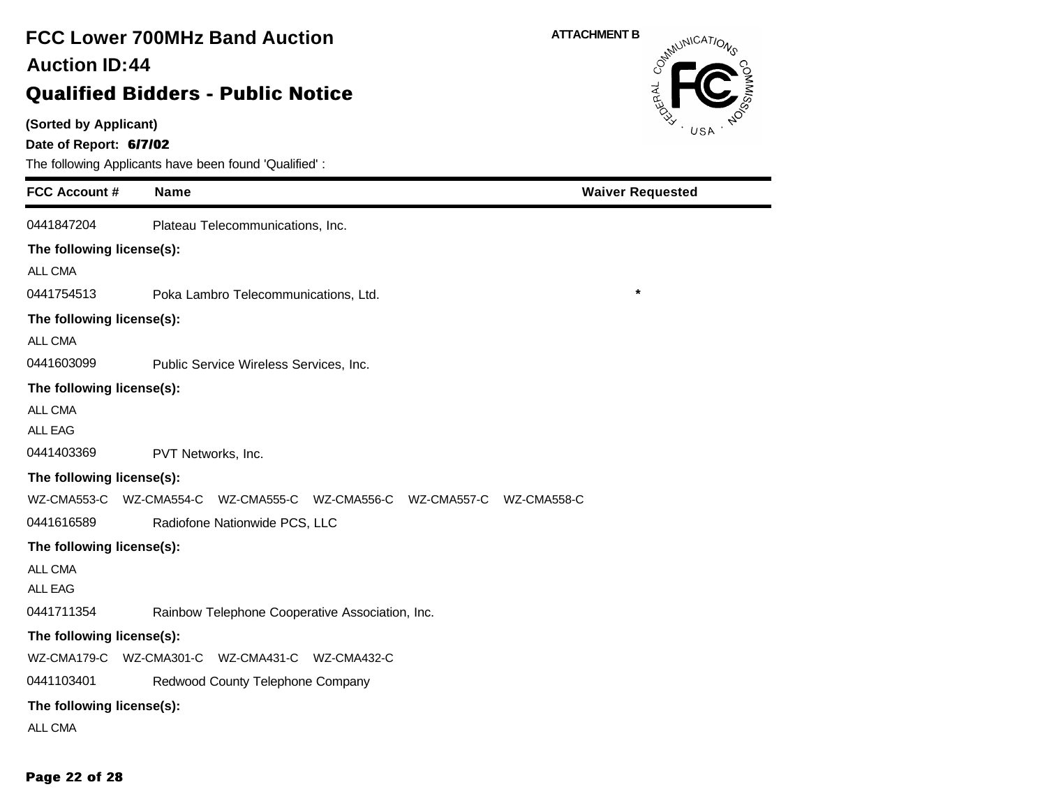# FCC Lower 700MHz Band Auction

## Auction ID:44

## Qualified Bidders - Public Notice

**(Sorted by Applicant)**

**Date of Report: 6/7/02**

The following Applicants have been found 'Qualified' :

ATTACHMENT B

| FCC Account # | Name | Waiver Requested |
|---|---|---|
| 0441847204 | Plateau Telecommunications, Inc. | |

**The following license(s):**

ALL CMA

| FCC Account # | Name | Waiver Requested |
|---|---|---|
| 0441754513 | Poka Lambro Telecommunications, Ltd. | * |

**The following license(s):**

ALL CMA

| FCC Account # | Name | Waiver Requested |
|---|---|---|
| 0441603099 | Public Service Wireless Services, Inc. | |

**The following license(s):**

ALL CMA
ALL EAG

| FCC Account # | Name | Waiver Requested |
|---|---|---|
| 0441403369 | PVT Networks, Inc. | |

**The following license(s):**

WZ-CMA553-C WZ-CMA554-C WZ-CMA555-C WZ-CMA556-C WZ-CMA557-C WZ-CMA558-C

| FCC Account # | Name | Waiver Requested |
|---|---|---|
| 0441616589 | Radiofone Nationwide PCS, LLC | |

**The following license(s):**

ALL CMA
ALL EAG

| FCC Account # | Name | Waiver Requested |
|---|---|---|
| 0441711354 | Rainbow Telephone Cooperative Association, Inc. | |

**The following license(s):**

WZ-CMA179-C WZ-CMA301-C WZ-CMA431-C WZ-CMA432-C

| FCC Account # | Name | Waiver Requested |
|---|---|---|
| 0441103401 | Redwood County Telephone Company | |

**The following license(s):**

ALL CMA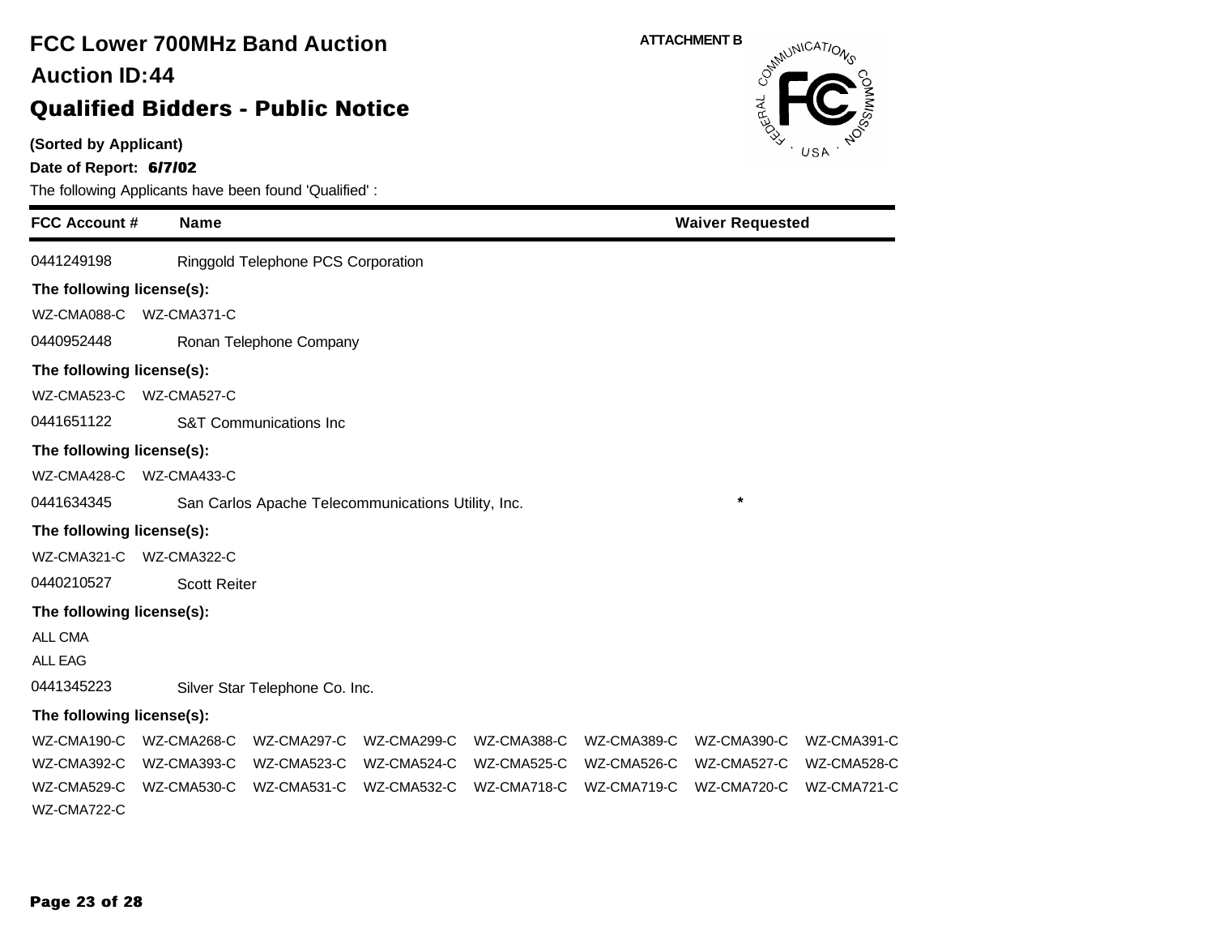# FCC Lower 700MHz Band Auction

## Auction ID:44

## Qualified Bidders - Public Notice

**(Sorted by Applicant)**

**Date of Report: 6/7/02**

The following Applicants have been found 'Qualified' :

ATTACHMENT B

| FCC Account # | Name | Waiver Requested |
|---|---|---|
| 0441249198 | Ringgold Telephone PCS Corporation | |

**The following license(s):**

WZ-CMA088-C WZ-CMA371-C

| FCC Account # | Name | Waiver Requested |
|---|---|---|
| 0440952448 | Ronan Telephone Company | |

**The following license(s):**

WZ-CMA523-C WZ-CMA527-C

| FCC Account # | Name | Waiver Requested |
|---|---|---|
| 0441651122 | S&T Communications Inc | |

**The following license(s):**

WZ-CMA428-C WZ-CMA433-C

| FCC Account # | Name | Waiver Requested |
|---|---|---|
| 0441634345 | San Carlos Apache Telecommunications Utility, Inc. | * |

**The following license(s):**

WZ-CMA321-C WZ-CMA322-C

| FCC Account # | Name | Waiver Requested |
|---|---|---|
| 0440210527 | Scott Reiter | |

**The following license(s):**

ALL CMA

ALL EAG

| FCC Account # | Name | Waiver Requested |
|---|---|---|
| 0441345223 | Silver Star Telephone Co. Inc. | |

**The following license(s):**

WZ-CMA190-C WZ-CMA268-C WZ-CMA297-C WZ-CMA299-C WZ-CMA388-C WZ-CMA389-C WZ-CMA390-C WZ-CMA391-C
WZ-CMA392-C WZ-CMA393-C WZ-CMA523-C WZ-CMA524-C WZ-CMA525-C WZ-CMA526-C WZ-CMA527-C WZ-CMA528-C
WZ-CMA529-C WZ-CMA530-C WZ-CMA531-C WZ-CMA532-C WZ-CMA718-C WZ-CMA719-C WZ-CMA720-C WZ-CMA721-C
WZ-CMA722-C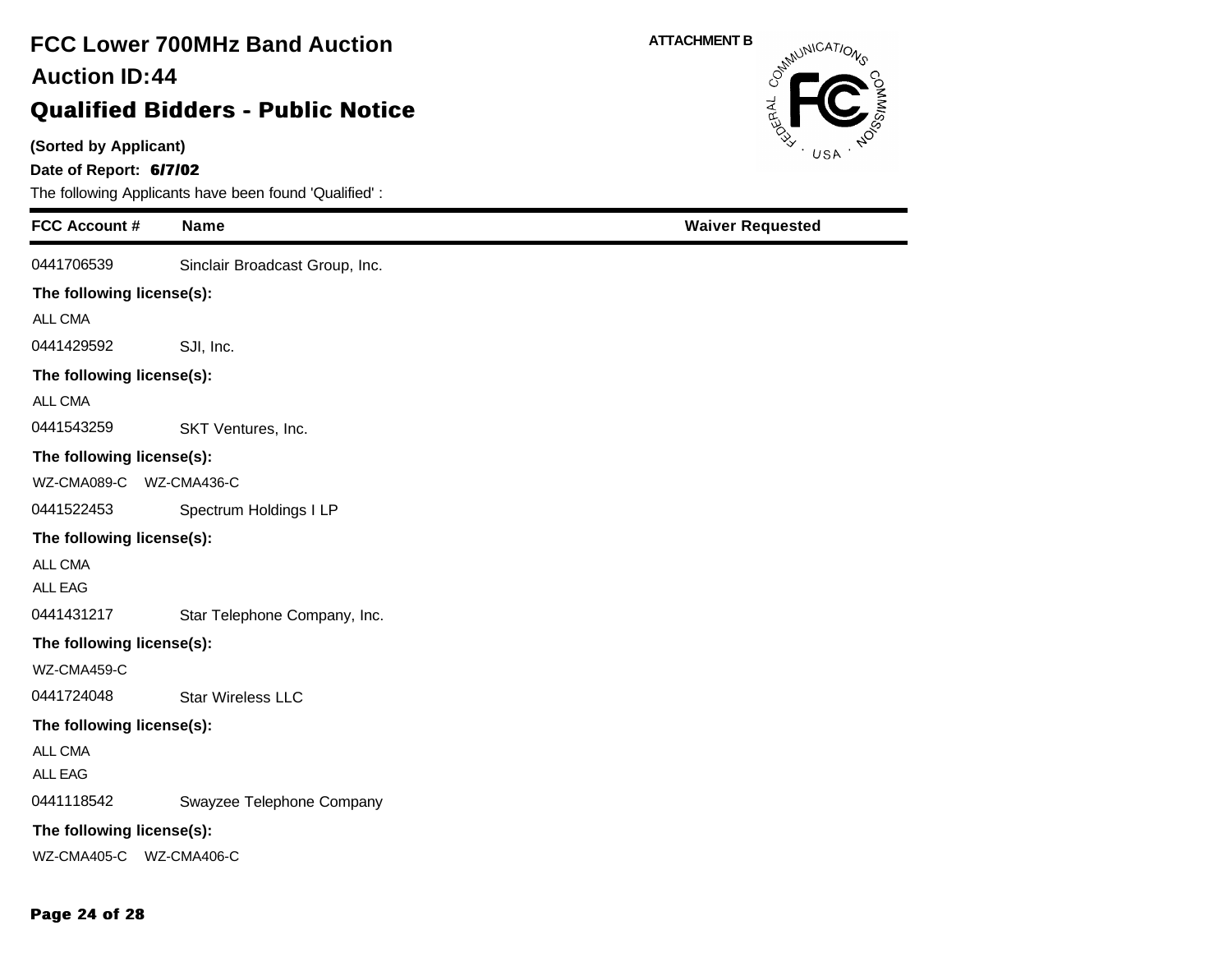# FCC Lower 700MHz Band Auction

## Auction ID:44

## Qualified Bidders - Public Notice

ATTACHMENT B

**(Sorted by Applicant)**

**Date of Report: 6/7/02**

The following Applicants have been found 'Qualified' :

| FCC Account # | Name | Waiver Requested |
|---|---|---|
| 0441706539 | Sinclair Broadcast Group, Inc. | |
| **The following license(s):** | | |
| ALL CMA | | |
| 0441429592 | SJI, Inc. | |
| **The following license(s):** | | |
| ALL CMA | | |
| 0441543259 | SKT Ventures, Inc. | |
| **The following license(s):** | | |
| WZ-CMA089-C WZ-CMA436-C | | |
| 0441522453 | Spectrum Holdings I LP | |
| **The following license(s):** | | |
| ALL CMA | | |
| ALL EAG | | |
| 0441431217 | Star Telephone Company, Inc. | |
| **The following license(s):** | | |
| WZ-CMA459-C | | |
| 0441724048 | Star Wireless LLC | |
| **The following license(s):** | | |
| ALL CMA | | |
| ALL EAG | | |
| 0441118542 | Swayzee Telephone Company | |
| **The following license(s):** | | |
| WZ-CMA405-C WZ-CMA406-C | | |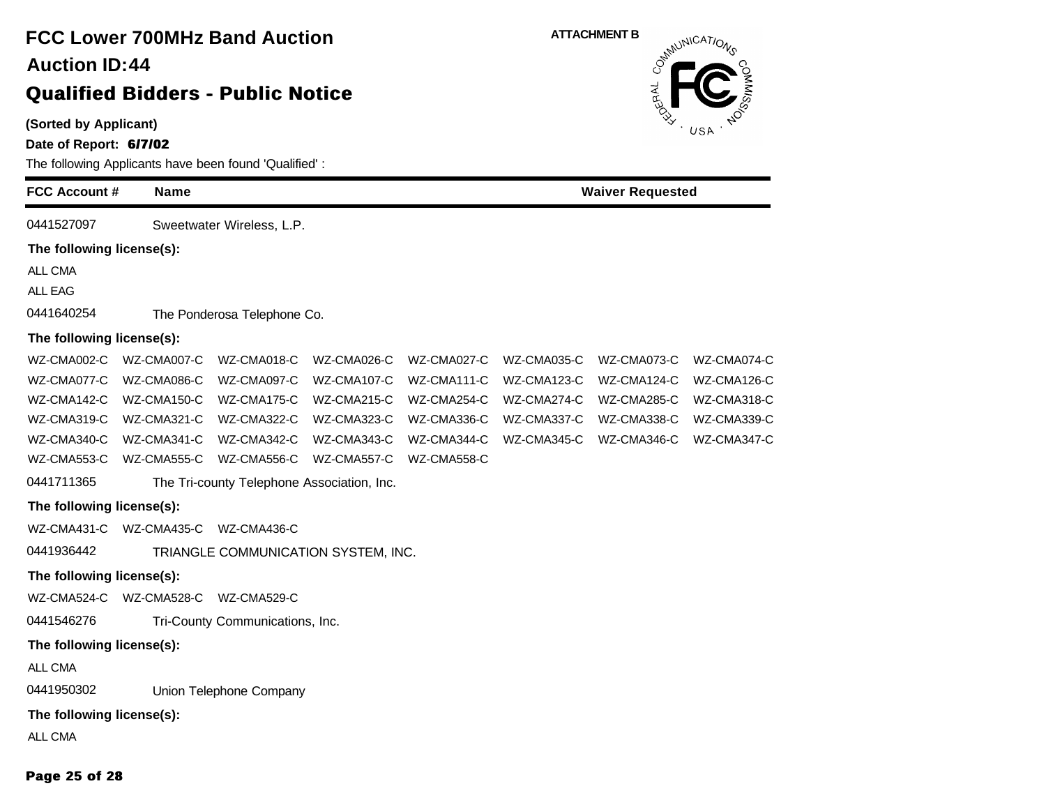# FCC Lower 700MHz Band Auction

## Auction ID:44

## Qualified Bidders - Public Notice

ATTACHMENT B

**(Sorted by Applicant)**

**Date of Report: 6/7/02**

The following Applicants have been found 'Qualified' :

| FCC Account # | Name | Waiver Requested |
|---|---|---|
| 0441527097 | Sweetwater Wireless, L.P. | |

**The following license(s):**

ALL CMA
ALL EAG

| FCC Account # | Name | Waiver Requested |
|---|---|---|
| 0441640254 | The Ponderosa Telephone Co. | |

**The following license(s):**

| | | | | | | | |
|---|---|---|---|---|---|---|---|
| WZ-CMA002-C | WZ-CMA007-C | WZ-CMA018-C | WZ-CMA026-C | WZ-CMA027-C | WZ-CMA035-C | WZ-CMA073-C | WZ-CMA074-C |
| WZ-CMA077-C | WZ-CMA086-C | WZ-CMA097-C | WZ-CMA107-C | WZ-CMA111-C | WZ-CMA123-C | WZ-CMA124-C | WZ-CMA126-C |
| WZ-CMA142-C | WZ-CMA150-C | WZ-CMA175-C | WZ-CMA215-C | WZ-CMA254-C | WZ-CMA274-C | WZ-CMA285-C | WZ-CMA318-C |
| WZ-CMA319-C | WZ-CMA321-C | WZ-CMA322-C | WZ-CMA323-C | WZ-CMA336-C | WZ-CMA337-C | WZ-CMA338-C | WZ-CMA339-C |
| WZ-CMA340-C | WZ-CMA341-C | WZ-CMA342-C | WZ-CMA343-C | WZ-CMA344-C | WZ-CMA345-C | WZ-CMA346-C | WZ-CMA347-C |
| WZ-CMA553-C | WZ-CMA555-C | WZ-CMA556-C | WZ-CMA557-C | WZ-CMA558-C | | | |

| FCC Account # | Name | Waiver Requested |
|---|---|---|
| 0441711365 | The Tri-county Telephone Association, Inc. | |

**The following license(s):**

WZ-CMA431-C WZ-CMA435-C WZ-CMA436-C

| FCC Account # | Name | Waiver Requested |
|---|---|---|
| 0441936442 | TRIANGLE COMMUNICATION SYSTEM, INC. | |

**The following license(s):**

WZ-CMA524-C WZ-CMA528-C WZ-CMA529-C

| FCC Account # | Name | Waiver Requested |
|---|---|---|
| 0441546276 | Tri-County Communications, Inc. | |

**The following license(s):**

ALL CMA

| FCC Account # | Name | Waiver Requested |
|---|---|---|
| 0441950302 | Union Telephone Company | |

**The following license(s):**

ALL CMA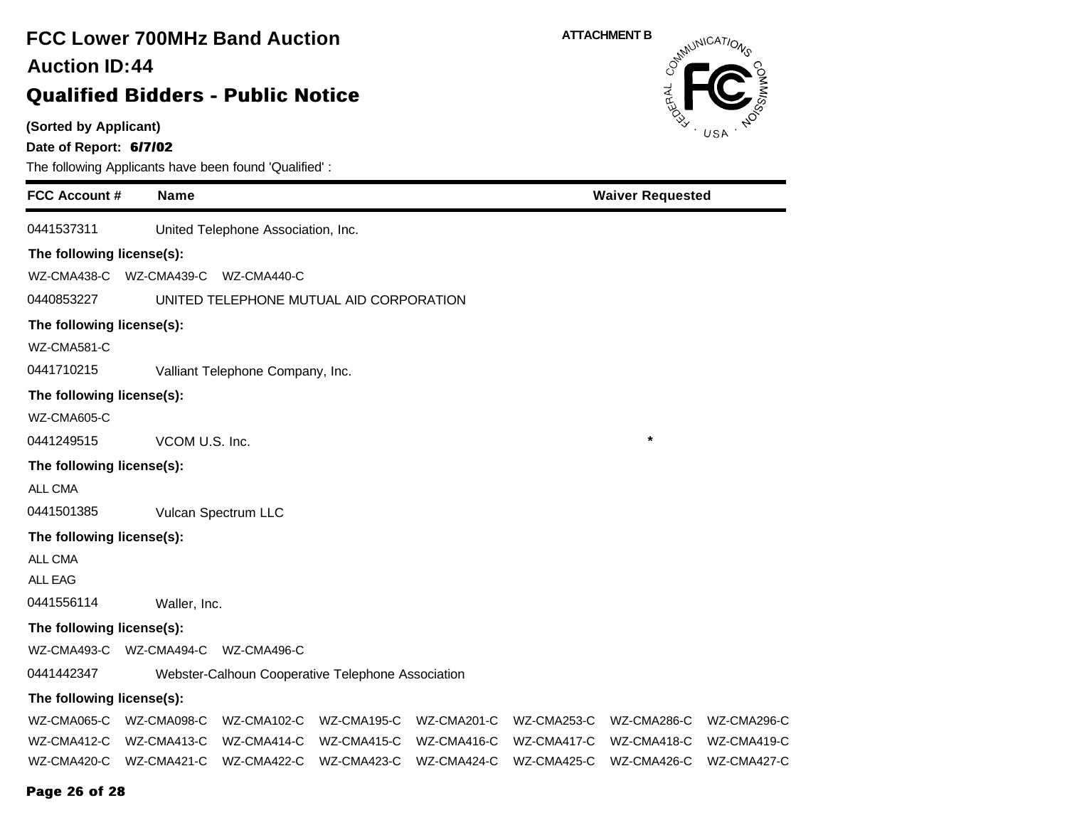# FCC Lower 700MHz Band Auction

## Auction ID:44

## Qualified Bidders - Public Notice

ATTACHMENT B

**(Sorted by Applicant)**

**Date of Report: 6/7/02**

The following Applicants have been found 'Qualified' :

| FCC Account # | Name | Waiver Requested |
|---|---|---|
| 0441537311 | United Telephone Association, Inc. | |

**The following license(s):**

WZ-CMA438-C WZ-CMA439-C WZ-CMA440-C

| FCC Account # | Name | Waiver Requested |
|---|---|---|
| 0440853227 | UNITED TELEPHONE MUTUAL AID CORPORATION | |

**The following license(s):**

WZ-CMA581-C

| FCC Account # | Name | Waiver Requested |
|---|---|---|
| 0441710215 | Valliant Telephone Company, Inc. | |

**The following license(s):**

WZ-CMA605-C

| FCC Account # | Name | Waiver Requested |
|---|---|---|
| 0441249515 | VCOM U.S. Inc. | * |

**The following license(s):**

ALL CMA

| FCC Account # | Name | Waiver Requested |
|---|---|---|
| 0441501385 | Vulcan Spectrum LLC | |

**The following license(s):**

ALL CMA

ALL EAG

| FCC Account # | Name | Waiver Requested |
|---|---|---|
| 0441556114 | Waller, Inc. | |

**The following license(s):**

WZ-CMA493-C WZ-CMA494-C WZ-CMA496-C

| FCC Account # | Name | Waiver Requested |
|---|---|---|
| 0441442347 | Webster-Calhoun Cooperative Telephone Association | |

**The following license(s):**

WZ-CMA065-C WZ-CMA098-C WZ-CMA102-C WZ-CMA195-C WZ-CMA201-C WZ-CMA253-C WZ-CMA286-C WZ-CMA296-C
WZ-CMA412-C WZ-CMA413-C WZ-CMA414-C WZ-CMA415-C WZ-CMA416-C WZ-CMA417-C WZ-CMA418-C WZ-CMA419-C
WZ-CMA420-C WZ-CMA421-C WZ-CMA422-C WZ-CMA423-C WZ-CMA424-C WZ-CMA425-C WZ-CMA426-C WZ-CMA427-C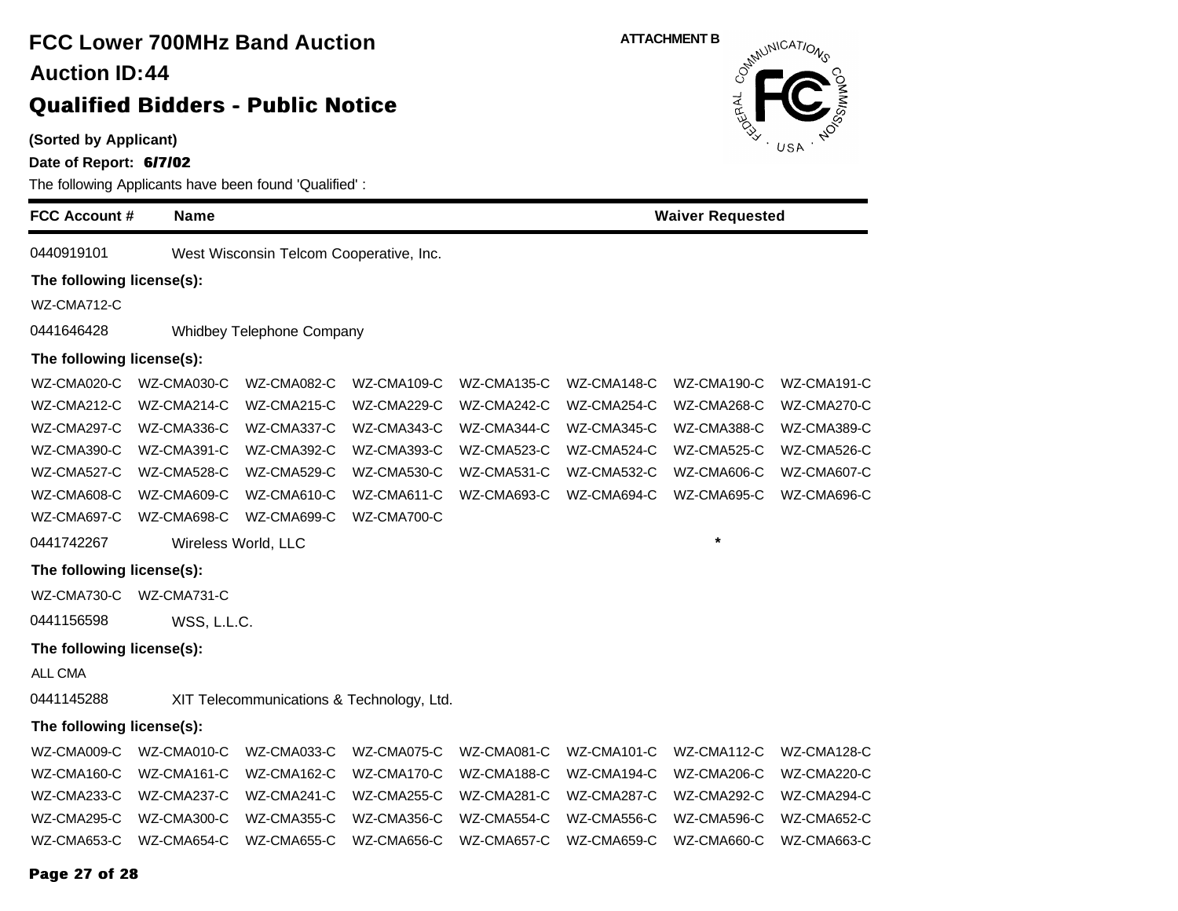# FCC Lower 700MHz Band Auction

## Auction ID:44

## Qualified Bidders - Public Notice

ATTACHMENT B

**(Sorted by Applicant)**

**Date of Report: 6/7/02**

The following Applicants have been found 'Qualified' :

| FCC Account # | Name | Waiver Requested |
|---|---|---|
| 0440919101 | West Wisconsin Telcom Cooperative, Inc. | |

**The following license(s):**

WZ-CMA712-C

| FCC Account # | Name | Waiver Requested |
|---|---|---|
| 0441646428 | Whidbey Telephone Company | |

**The following license(s):**

| | | | | | | | |
|---|---|---|---|---|---|---|---|
| WZ-CMA020-C | WZ-CMA030-C | WZ-CMA082-C | WZ-CMA109-C | WZ-CMA135-C | WZ-CMA148-C | WZ-CMA190-C | WZ-CMA191-C |
| WZ-CMA212-C | WZ-CMA214-C | WZ-CMA215-C | WZ-CMA229-C | WZ-CMA242-C | WZ-CMA254-C | WZ-CMA268-C | WZ-CMA270-C |
| WZ-CMA297-C | WZ-CMA336-C | WZ-CMA337-C | WZ-CMA343-C | WZ-CMA344-C | WZ-CMA345-C | WZ-CMA388-C | WZ-CMA389-C |
| WZ-CMA390-C | WZ-CMA391-C | WZ-CMA392-C | WZ-CMA393-C | WZ-CMA523-C | WZ-CMA524-C | WZ-CMA525-C | WZ-CMA526-C |
| WZ-CMA527-C | WZ-CMA528-C | WZ-CMA529-C | WZ-CMA530-C | WZ-CMA531-C | WZ-CMA532-C | WZ-CMA606-C | WZ-CMA607-C |
| WZ-CMA608-C | WZ-CMA609-C | WZ-CMA610-C | WZ-CMA611-C | WZ-CMA693-C | WZ-CMA694-C | WZ-CMA695-C | WZ-CMA696-C |
| WZ-CMA697-C | WZ-CMA698-C | WZ-CMA699-C | WZ-CMA700-C | | | | |

| FCC Account # | Name | Waiver Requested |
|---|---|---|
| 0441742267 | Wireless World, LLC | * |

**The following license(s):**

WZ-CMA730-C WZ-CMA731-C

| FCC Account # | Name | Waiver Requested |
|---|---|---|
| 0441156598 | WSS, L.L.C. | |

**The following license(s):**

ALL CMA

| FCC Account # | Name | Waiver Requested |
|---|---|---|
| 0441145288 | XIT Telecommunications & Technology, Ltd. | |

**The following license(s):**

| | | | | | | | |
|---|---|---|---|---|---|---|---|
| WZ-CMA009-C | WZ-CMA010-C | WZ-CMA033-C | WZ-CMA075-C | WZ-CMA081-C | WZ-CMA101-C | WZ-CMA112-C | WZ-CMA128-C |
| WZ-CMA160-C | WZ-CMA161-C | WZ-CMA162-C | WZ-CMA170-C | WZ-CMA188-C | WZ-CMA194-C | WZ-CMA206-C | WZ-CMA220-C |
| WZ-CMA233-C | WZ-CMA237-C | WZ-CMA241-C | WZ-CMA255-C | WZ-CMA281-C | WZ-CMA287-C | WZ-CMA292-C | WZ-CMA294-C |
| WZ-CMA295-C | WZ-CMA300-C | WZ-CMA355-C | WZ-CMA356-C | WZ-CMA554-C | WZ-CMA556-C | WZ-CMA596-C | WZ-CMA652-C |
| WZ-CMA653-C | WZ-CMA654-C | WZ-CMA655-C | WZ-CMA656-C | WZ-CMA657-C | WZ-CMA659-C | WZ-CMA660-C | WZ-CMA663-C |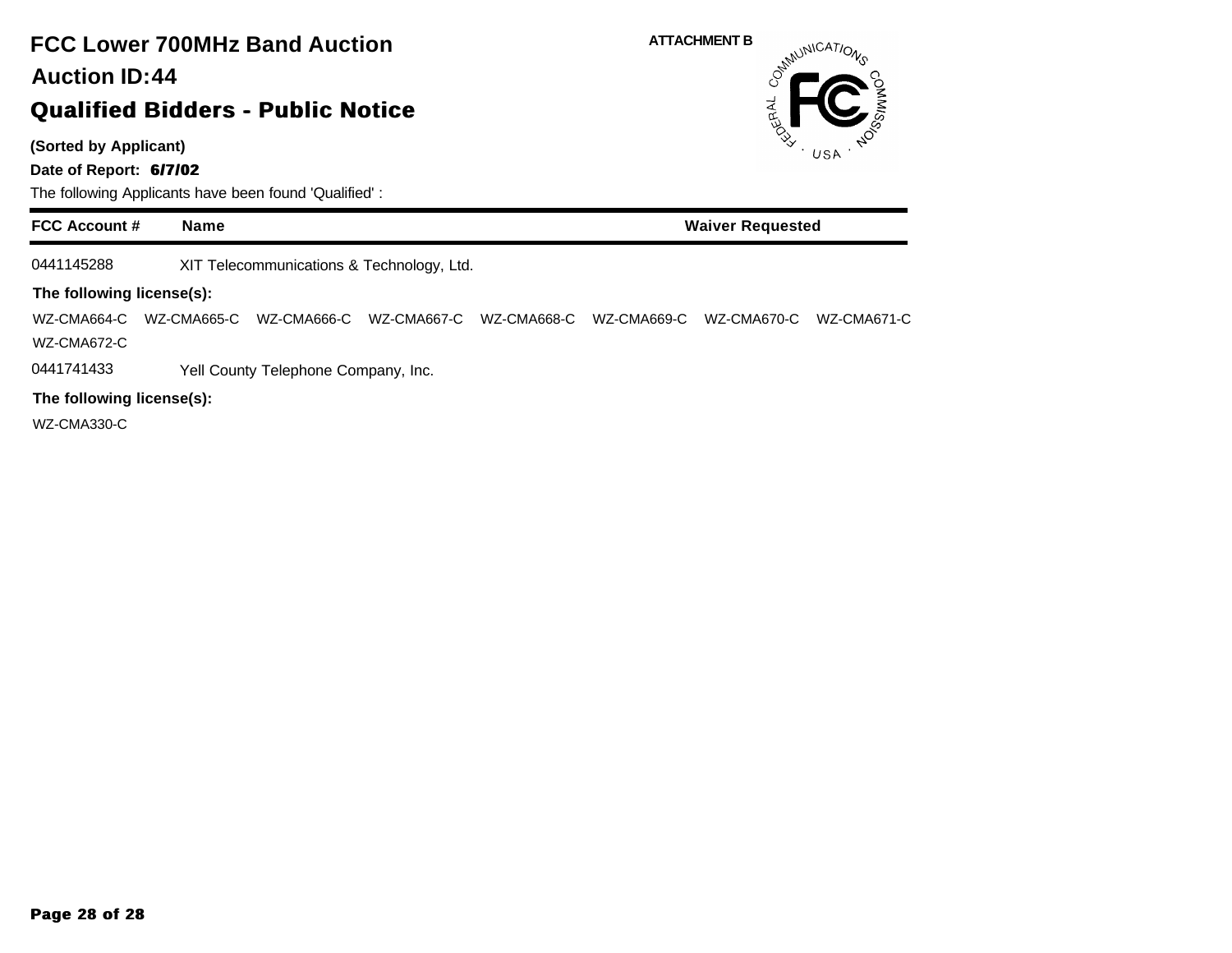# FCC Lower 700MHz Band Auction

## Auction ID:44

## Qualified Bidders - Public Notice

**(Sorted by Applicant)**

**Date of Report: 6/7/02**

ATTACHMENT B

The following Applicants have been found 'Qualified' :

| FCC Account # | Name | Waiver Requested |
|---|---|---|
| 0441145288 | XIT Telecommunications & Technology, Ltd. | |

**The following license(s):**

WZ-CMA664-C WZ-CMA665-C WZ-CMA666-C WZ-CMA667-C WZ-CMA668-C WZ-CMA669-C WZ-CMA670-C WZ-CMA671-C WZ-CMA672-C

| FCC Account # | Name | Waiver Requested |
|---|---|---|
| 0441741433 | Yell County Telephone Company, Inc. | |

**The following license(s):**

WZ-CMA330-C